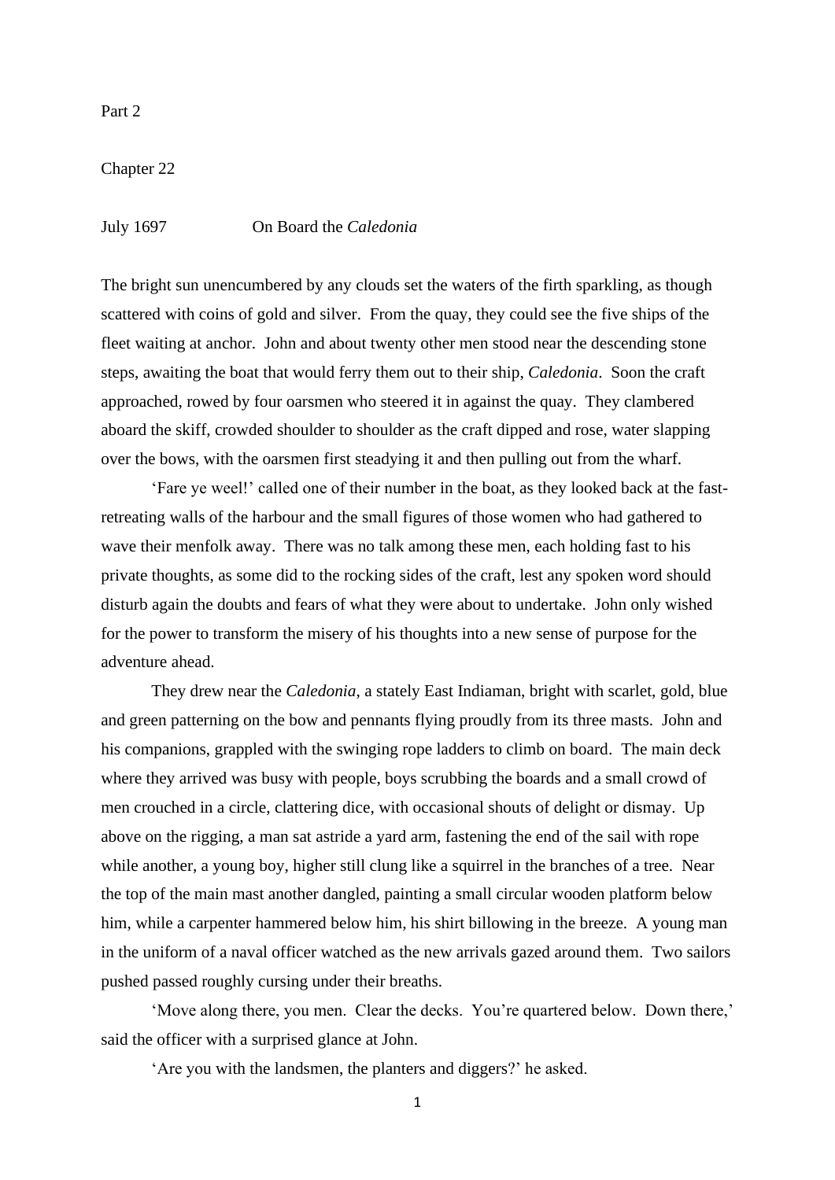# Part 2

## Chapter 22

July 1697 On Board the *Caledonia*

The bright sun unencumbered by any clouds set the waters of the firth sparkling, as though scattered with coins of gold and silver. From the quay, they could see the five ships of the fleet waiting at anchor. John and about twenty other men stood near the descending stone steps, awaiting the boat that would ferry them out to their ship, *Caledonia*. Soon the craft approached, rowed by four oarsmen who steered it in against the quay. They clambered aboard the skiff, crowded shoulder to shoulder as the craft dipped and rose, water slapping over the bows, with the oarsmen first steadying it and then pulling out from the wharf.

'Fare ye weel!' called one of their number in the boat, as they looked back at the fast-retreating walls of the harbour and the small figures of those women who had gathered to wave their menfolk away. There was no talk among these men, each holding fast to his private thoughts, as some did to the rocking sides of the craft, lest any spoken word should disturb again the doubts and fears of what they were about to undertake. John only wished for the power to transform the misery of his thoughts into a new sense of purpose for the adventure ahead.

They drew near the *Caledonia*, a stately East Indiaman, bright with scarlet, gold, blue and green patterning on the bow and pennants flying proudly from its three masts. John and his companions, grappled with the swinging rope ladders to climb on board. The main deck where they arrived was busy with people, boys scrubbing the boards and a small crowd of men crouched in a circle, clattering dice, with occasional shouts of delight or dismay. Up above on the rigging, a man sat astride a yard arm, fastening the end of the sail with rope while another, a young boy, higher still clung like a squirrel in the branches of a tree. Near the top of the main mast another dangled, painting a small circular wooden platform below him, while a carpenter hammered below him, his shirt billowing in the breeze. A young man in the uniform of a naval officer watched as the new arrivals gazed around them. Two sailors pushed passed roughly cursing under their breaths.

'Move along there, you men. Clear the decks. You're quartered below. Down there,' said the officer with a surprised glance at John.

'Are you with the landsmen, the planters and diggers?' he asked.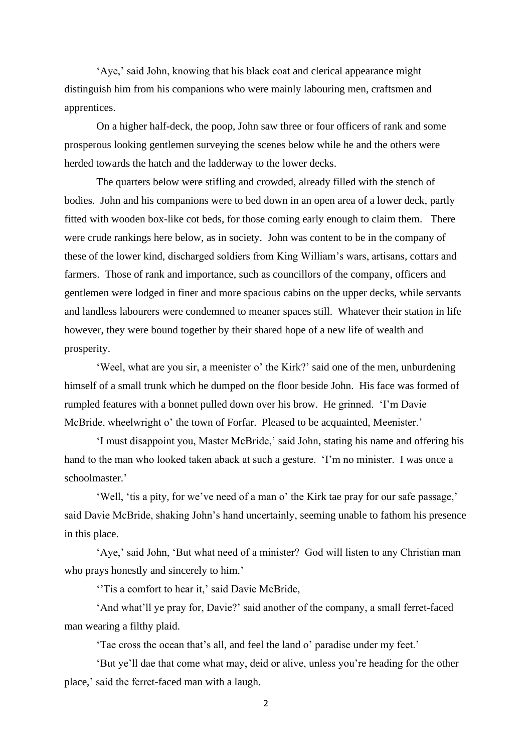'Aye,' said John, knowing that his black coat and clerical appearance might distinguish him from his companions who were mainly labouring men, craftsmen and apprentices.

On a higher half-deck, the poop, John saw three or four officers of rank and some prosperous looking gentlemen surveying the scenes below while he and the others were herded towards the hatch and the ladderway to the lower decks.

The quarters below were stifling and crowded, already filled with the stench of bodies. John and his companions were to bed down in an open area of a lower deck, partly fitted with wooden box-like cot beds, for those coming early enough to claim them. There were crude rankings here below, as in society. John was content to be in the company of these of the lower kind, discharged soldiers from King William's wars, artisans, cottars and farmers. Those of rank and importance, such as councillors of the company, officers and gentlemen were lodged in finer and more spacious cabins on the upper decks, while servants and landless labourers were condemned to meaner spaces still. Whatever their station in life however, they were bound together by their shared hope of a new life of wealth and prosperity.

'Weel, what are you sir, a meenister o' the Kirk?' said one of the men, unburdening himself of a small trunk which he dumped on the floor beside John. His face was formed of rumpled features with a bonnet pulled down over his brow. He grinned. 'I'm Davie McBride, wheelwright o' the town of Forfar. Pleased to be acquainted, Meenister.'

'I must disappoint you, Master McBride,' said John, stating his name and offering his hand to the man who looked taken aback at such a gesture. 'I'm no minister. I was once a schoolmaster.'

'Well, 'tis a pity, for we've need of a man o' the Kirk tae pray for our safe passage,' said Davie McBride, shaking John's hand uncertainly, seeming unable to fathom his presence in this place.

'Aye,' said John, 'But what need of a minister? God will listen to any Christian man who prays honestly and sincerely to him.'

''Tis a comfort to hear it,' said Davie McBride,

'And what'll ye pray for, Davie?' said another of the company, a small ferret-faced man wearing a filthy plaid.

'Tae cross the ocean that's all, and feel the land o' paradise under my feet.'

'But ye'll dae that come what may, deid or alive, unless you're heading for the other place,' said the ferret-faced man with a laugh.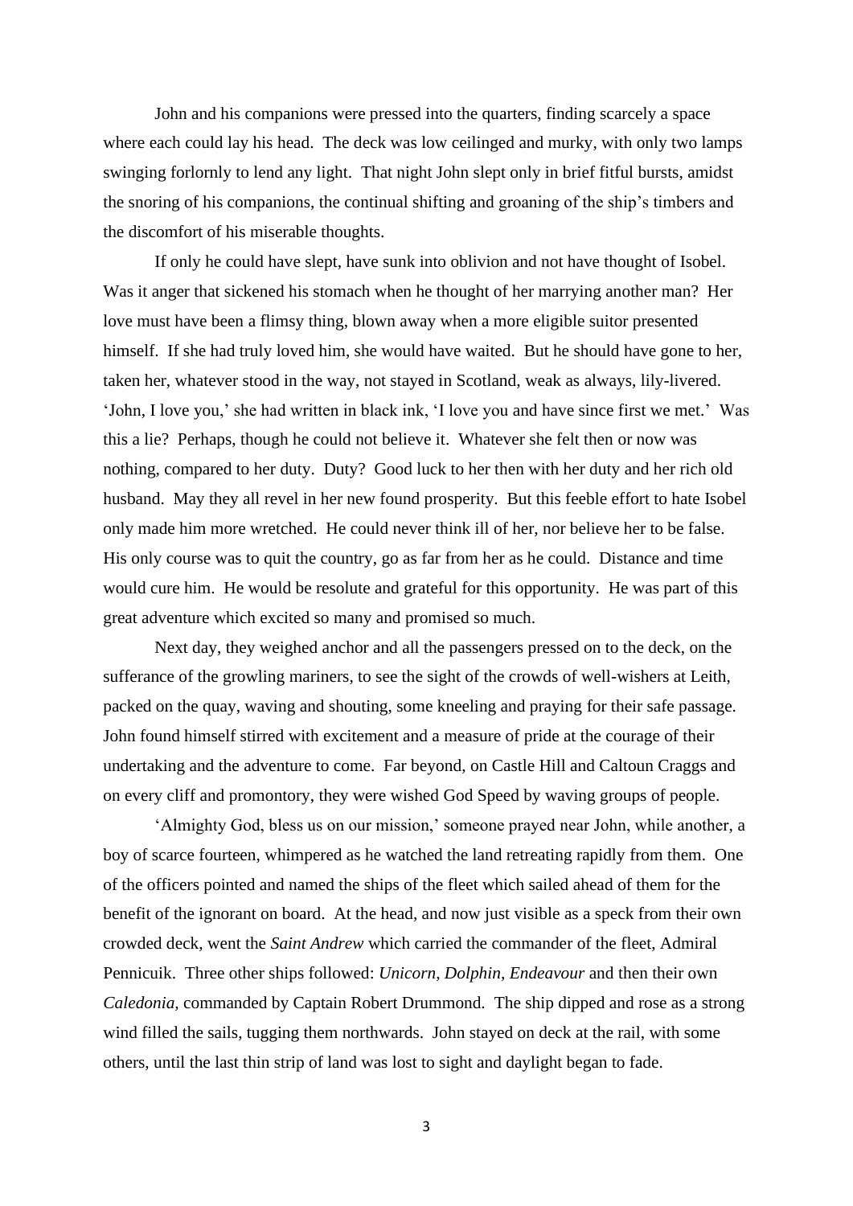John and his companions were pressed into the quarters, finding scarcely a space where each could lay his head. The deck was low ceilinged and murky, with only two lamps swinging forlornly to lend any light. That night John slept only in brief fitful bursts, amidst the snoring of his companions, the continual shifting and groaning of the ship's timbers and the discomfort of his miserable thoughts.

If only he could have slept, have sunk into oblivion and not have thought of Isobel. Was it anger that sickened his stomach when he thought of her marrying another man? Her love must have been a flimsy thing, blown away when a more eligible suitor presented himself. If she had truly loved him, she would have waited. But he should have gone to her, taken her, whatever stood in the way, not stayed in Scotland, weak as always, lily-livered. 'John, I love you,' she had written in black ink, 'I love you and have since first we met.' Was this a lie? Perhaps, though he could not believe it. Whatever she felt then or now was nothing, compared to her duty. Duty? Good luck to her then with her duty and her rich old husband. May they all revel in her new found prosperity. But this feeble effort to hate Isobel only made him more wretched. He could never think ill of her, nor believe her to be false. His only course was to quit the country, go as far from her as he could. Distance and time would cure him. He would be resolute and grateful for this opportunity. He was part of this great adventure which excited so many and promised so much.

Next day, they weighed anchor and all the passengers pressed on to the deck, on the sufferance of the growling mariners, to see the sight of the crowds of well-wishers at Leith, packed on the quay, waving and shouting, some kneeling and praying for their safe passage. John found himself stirred with excitement and a measure of pride at the courage of their undertaking and the adventure to come. Far beyond, on Castle Hill and Caltoun Craggs and on every cliff and promontory, they were wished God Speed by waving groups of people.

'Almighty God, bless us on our mission,' someone prayed near John, while another, a boy of scarce fourteen, whimpered as he watched the land retreating rapidly from them. One of the officers pointed and named the ships of the fleet which sailed ahead of them for the benefit of the ignorant on board. At the head, and now just visible as a speck from their own crowded deck, went the *Saint Andrew* which carried the commander of the fleet, Admiral Pennicuik. Three other ships followed: *Unicorn, Dolphin, Endeavour* and then their own *Caledonia,* commanded by Captain Robert Drummond. The ship dipped and rose as a strong wind filled the sails, tugging them northwards. John stayed on deck at the rail, with some others, until the last thin strip of land was lost to sight and daylight began to fade.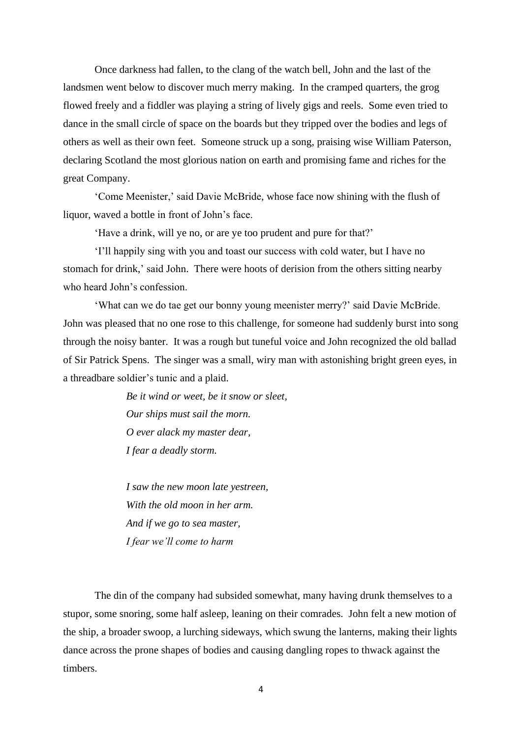Once darkness had fallen, to the clang of the watch bell, John and the last of the landsmen went below to discover much merry making. In the cramped quarters, the grog flowed freely and a fiddler was playing a string of lively gigs and reels. Some even tried to dance in the small circle of space on the boards but they tripped over the bodies and legs of others as well as their own feet. Someone struck up a song, praising wise William Paterson, declaring Scotland the most glorious nation on earth and promising fame and riches for the great Company.

'Come Meenister,' said Davie McBride, whose face now shining with the flush of liquor, waved a bottle in front of John's face.

'Have a drink, will ye no, or are ye too prudent and pure for that?'

'I'll happily sing with you and toast our success with cold water, but I have no stomach for drink,' said John. There were hoots of derision from the others sitting nearby who heard John's confession.

'What can we do tae get our bonny young meenister merry?' said Davie McBride. John was pleased that no one rose to this challenge, for someone had suddenly burst into song through the noisy banter. It was a rough but tuneful voice and John recognized the old ballad of Sir Patrick Spens. The singer was a small, wiry man with astonishing bright green eyes, in a threadbare soldier's tunic and a plaid.

*Be it wind or weet, be it snow or sleet,*  
*Our ships must sail the morn.*  
*O ever alack my master dear,*  
*I fear a deadly storm.*

*I saw the new moon late yestreen,*  
*With the old moon in her arm.*  
*And if we go to sea master,*  
*I fear we'll come to harm*

The din of the company had subsided somewhat, many having drunk themselves to a stupor, some snoring, some half asleep, leaning on their comrades. John felt a new motion of the ship, a broader swoop, a lurching sideways, which swung the lanterns, making their lights dance across the prone shapes of bodies and causing dangling ropes to thwack against the timbers.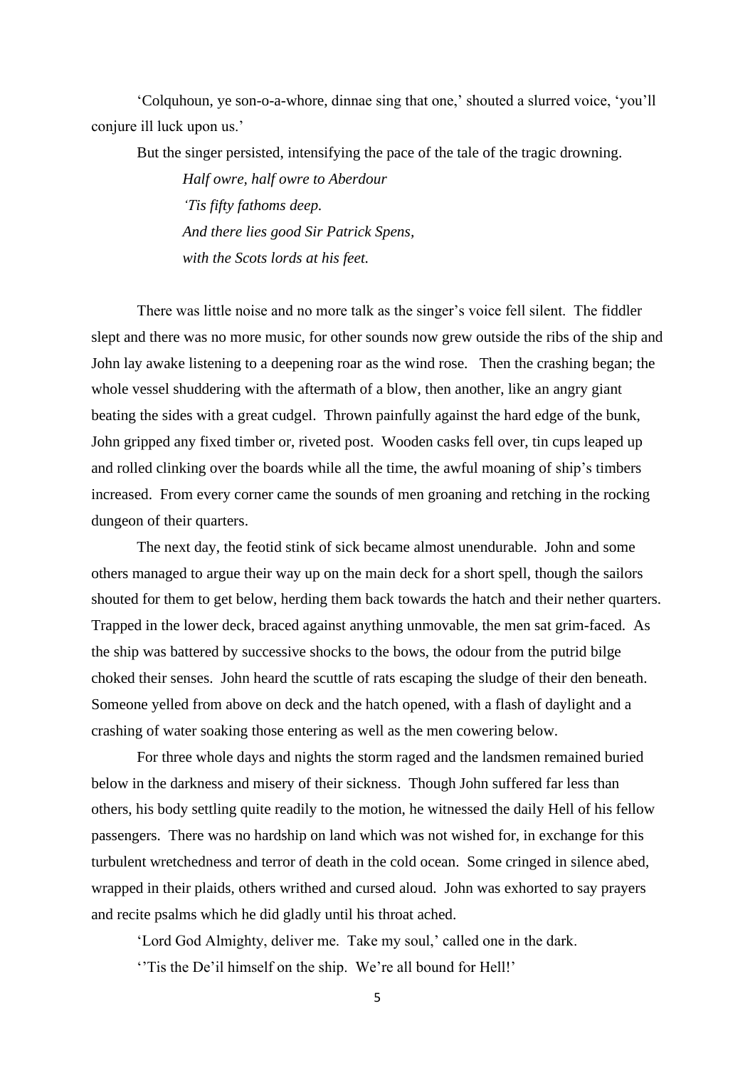'Colquhoun, ye son-o-a-whore, dinnae sing that one,' shouted a slurred voice, 'you'll conjure ill luck upon us.'

But the singer persisted, intensifying the pace of the tale of the tragic drowning.

*Half owre, half owre to Aberdour*  
*'Tis fifty fathoms deep.*  
*And there lies good Sir Patrick Spens,*  
*with the Scots lords at his feet.*

There was little noise and no more talk as the singer's voice fell silent. The fiddler slept and there was no more music, for other sounds now grew outside the ribs of the ship and John lay awake listening to a deepening roar as the wind rose. Then the crashing began; the whole vessel shuddering with the aftermath of a blow, then another, like an angry giant beating the sides with a great cudgel. Thrown painfully against the hard edge of the bunk, John gripped any fixed timber or, riveted post. Wooden casks fell over, tin cups leaped up and rolled clinking over the boards while all the time, the awful moaning of ship's timbers increased. From every corner came the sounds of men groaning and retching in the rocking dungeon of their quarters.

The next day, the feotid stink of sick became almost unendurable. John and some others managed to argue their way up on the main deck for a short spell, though the sailors shouted for them to get below, herding them back towards the hatch and their nether quarters. Trapped in the lower deck, braced against anything unmovable, the men sat grim-faced. As the ship was battered by successive shocks to the bows, the odour from the putrid bilge choked their senses. John heard the scuttle of rats escaping the sludge of their den beneath. Someone yelled from above on deck and the hatch opened, with a flash of daylight and a crashing of water soaking those entering as well as the men cowering below.

For three whole days and nights the storm raged and the landsmen remained buried below in the darkness and misery of their sickness. Though John suffered far less than others, his body settling quite readily to the motion, he witnessed the daily Hell of his fellow passengers. There was no hardship on land which was not wished for, in exchange for this turbulent wretchedness and terror of death in the cold ocean. Some cringed in silence abed, wrapped in their plaids, others writhed and cursed aloud. John was exhorted to say prayers and recite psalms which he did gladly until his throat ached.

'Lord God Almighty, deliver me. Take my soul,' called one in the dark.

''Tis the De'il himself on the ship. We're all bound for Hell!'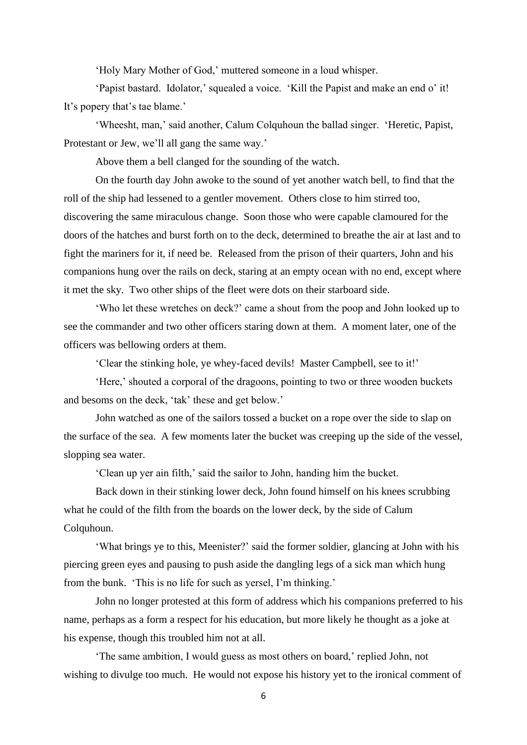‘Holy Mary Mother of God,’ muttered someone in a loud whisper.

‘Papist bastard. Idolator,’ squealed a voice. ‘Kill the Papist and make an end o’ it! It’s popery that’s tae blame.’

‘Wheesht, man,’ said another, Calum Colquhoun the ballad singer. ‘Heretic, Papist, Protestant or Jew, we’ll all gang the same way.’

Above them a bell clanged for the sounding of the watch.

On the fourth day John awoke to the sound of yet another watch bell, to find that the roll of the ship had lessened to a gentler movement. Others close to him stirred too, discovering the same miraculous change. Soon those who were capable clamoured for the doors of the hatches and burst forth on to the deck, determined to breathe the air at last and to fight the mariners for it, if need be. Released from the prison of their quarters, John and his companions hung over the rails on deck, staring at an empty ocean with no end, except where it met the sky. Two other ships of the fleet were dots on their starboard side.

‘Who let these wretches on deck?’ came a shout from the poop and John looked up to see the commander and two other officers staring down at them. A moment later, one of the officers was bellowing orders at them.

‘Clear the stinking hole, ye whey-faced devils! Master Campbell, see to it!’

‘Here,’ shouted a corporal of the dragoons, pointing to two or three wooden buckets and besoms on the deck, ‘tak’ these and get below.’

John watched as one of the sailors tossed a bucket on a rope over the side to slap on the surface of the sea. A few moments later the bucket was creeping up the side of the vessel, slopping sea water.

‘Clean up yer ain filth,’ said the sailor to John, handing him the bucket.

Back down in their stinking lower deck, John found himself on his knees scrubbing what he could of the filth from the boards on the lower deck, by the side of Calum Colquhoun.

‘What brings ye to this, Meenister?’ said the former soldier, glancing at John with his piercing green eyes and pausing to push aside the dangling legs of a sick man which hung from the bunk. ‘This is no life for such as yersel, I’m thinking.’

John no longer protested at this form of address which his companions preferred to his name, perhaps as a form a respect for his education, but more likely he thought as a joke at his expense, though this troubled him not at all.

‘The same ambition, I would guess as most others on board,’ replied John, not wishing to divulge too much. He would not expose his history yet to the ironical comment of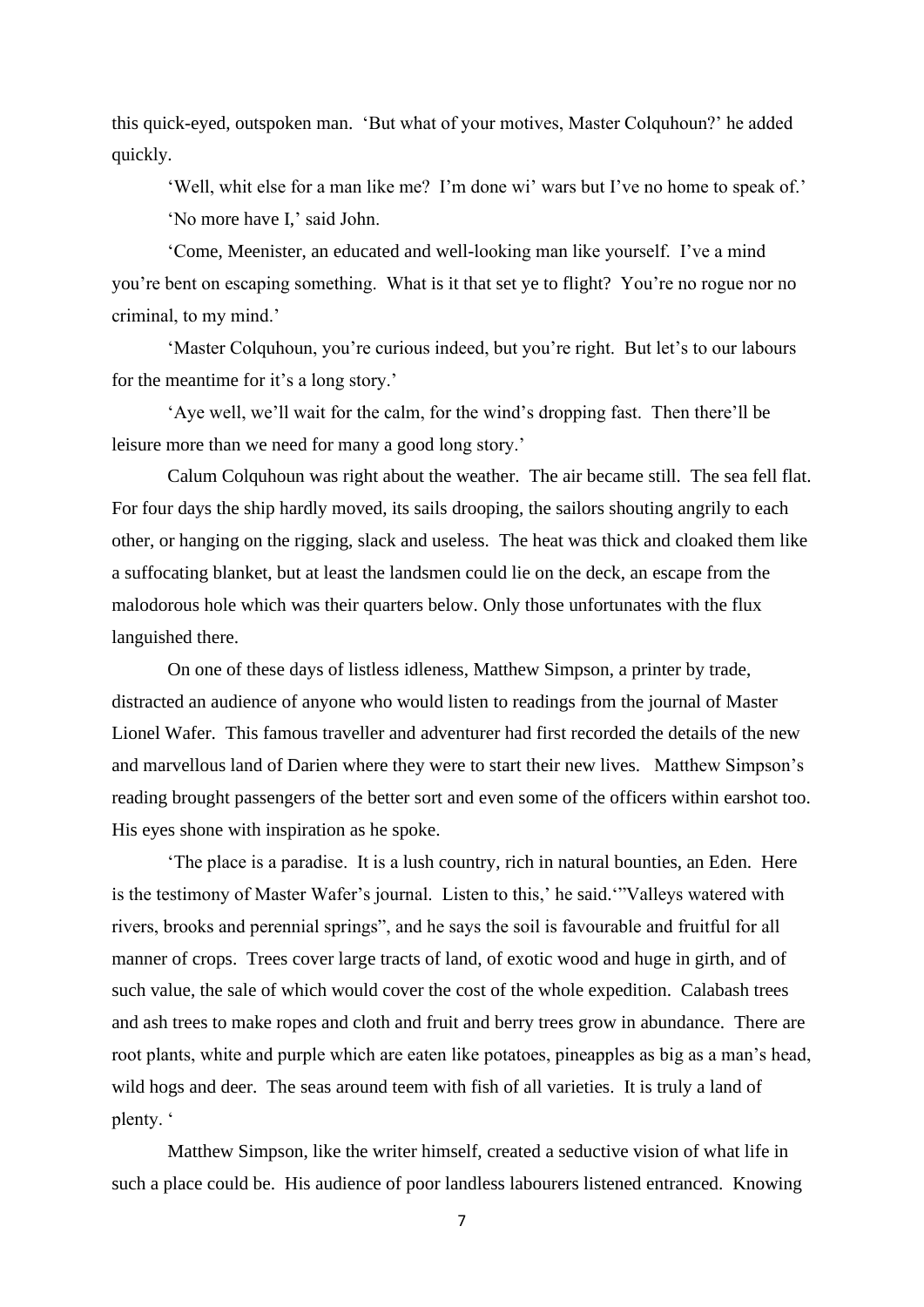this quick-eyed, outspoken man. 'But what of your motives, Master Colquhoun?' he added quickly.

'Well, whit else for a man like me? I'm done wi' wars but I've no home to speak of.'

'No more have I,' said John.

'Come, Meenister, an educated and well-looking man like yourself. I've a mind you're bent on escaping something. What is it that set ye to flight? You're no rogue nor no criminal, to my mind.'

'Master Colquhoun, you're curious indeed, but you're right. But let's to our labours for the meantime for it's a long story.'

'Aye well, we'll wait for the calm, for the wind's dropping fast. Then there'll be leisure more than we need for many a good long story.'

Calum Colquhoun was right about the weather. The air became still. The sea fell flat. For four days the ship hardly moved, its sails drooping, the sailors shouting angrily to each other, or hanging on the rigging, slack and useless. The heat was thick and cloaked them like a suffocating blanket, but at least the landsmen could lie on the deck, an escape from the malodorous hole which was their quarters below. Only those unfortunates with the flux languished there.

On one of these days of listless idleness, Matthew Simpson, a printer by trade, distracted an audience of anyone who would listen to readings from the journal of Master Lionel Wafer. This famous traveller and adventurer had first recorded the details of the new and marvellous land of Darien where they were to start their new lives. Matthew Simpson's reading brought passengers of the better sort and even some of the officers within earshot too. His eyes shone with inspiration as he spoke.

'The place is a paradise. It is a lush country, rich in natural bounties, an Eden. Here is the testimony of Master Wafer's journal. Listen to this,' he said.'"Valleys watered with rivers, brooks and perennial springs", and he says the soil is favourable and fruitful for all manner of crops. Trees cover large tracts of land, of exotic wood and huge in girth, and of such value, the sale of which would cover the cost of the whole expedition. Calabash trees and ash trees to make ropes and cloth and fruit and berry trees grow in abundance. There are root plants, white and purple which are eaten like potatoes, pineapples as big as a man's head, wild hogs and deer. The seas around teem with fish of all varieties. It is truly a land of plenty. '

Matthew Simpson, like the writer himself, created a seductive vision of what life in such a place could be. His audience of poor landless labourers listened entranced. Knowing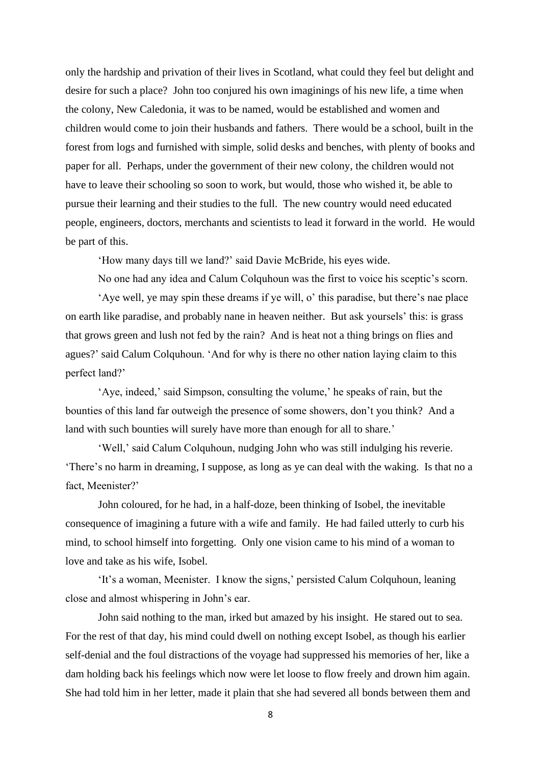only the hardship and privation of their lives in Scotland, what could they feel but delight and desire for such a place? John too conjured his own imaginings of his new life, a time when the colony, New Caledonia, it was to be named, would be established and women and children would come to join their husbands and fathers. There would be a school, built in the forest from logs and furnished with simple, solid desks and benches, with plenty of books and paper for all. Perhaps, under the government of their new colony, the children would not have to leave their schooling so soon to work, but would, those who wished it, be able to pursue their learning and their studies to the full. The new country would need educated people, engineers, doctors, merchants and scientists to lead it forward in the world. He would be part of this.

'How many days till we land?' said Davie McBride, his eyes wide.

No one had any idea and Calum Colquhoun was the first to voice his sceptic's scorn.

'Aye well, ye may spin these dreams if ye will, o' this paradise, but there's nae place on earth like paradise, and probably nane in heaven neither. But ask yoursels' this: is grass that grows green and lush not fed by the rain? And is heat not a thing brings on flies and agues?' said Calum Colquhoun. 'And for why is there no other nation laying claim to this perfect land?'

'Aye, indeed,' said Simpson, consulting the volume,' he speaks of rain, but the bounties of this land far outweigh the presence of some showers, don't you think? And a land with such bounties will surely have more than enough for all to share.'

'Well,' said Calum Colquhoun, nudging John who was still indulging his reverie. 'There's no harm in dreaming, I suppose, as long as ye can deal with the waking. Is that no a fact, Meenister?'

John coloured, for he had, in a half-doze, been thinking of Isobel, the inevitable consequence of imagining a future with a wife and family. He had failed utterly to curb his mind, to school himself into forgetting. Only one vision came to his mind of a woman to love and take as his wife, Isobel.

'It's a woman, Meenister. I know the signs,' persisted Calum Colquhoun, leaning close and almost whispering in John's ear.

John said nothing to the man, irked but amazed by his insight. He stared out to sea. For the rest of that day, his mind could dwell on nothing except Isobel, as though his earlier self-denial and the foul distractions of the voyage had suppressed his memories of her, like a dam holding back his feelings which now were let loose to flow freely and drown him again. She had told him in her letter, made it plain that she had severed all bonds between them and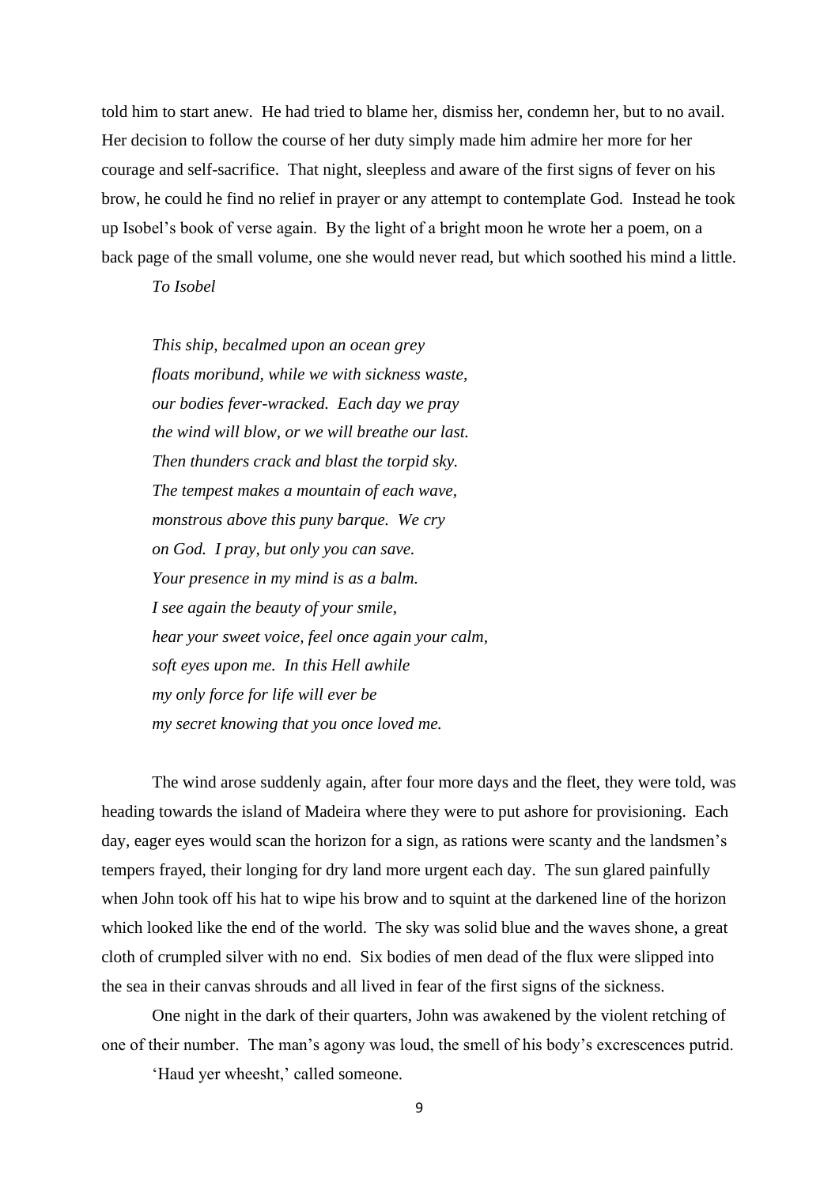told him to start anew. He had tried to blame her, dismiss her, condemn her, but to no avail. Her decision to follow the course of her duty simply made him admire her more for her courage and self-sacrifice. That night, sleepless and aware of the first signs of fever on his brow, he could he find no relief in prayer or any attempt to contemplate God. Instead he took up Isobel's book of verse again. By the light of a bright moon he wrote her a poem, on a back page of the small volume, one she would never read, but which soothed his mind a little.

*To Isobel*

*This ship, becalmed upon an ocean grey*  
*floats moribund, while we with sickness waste,*  
*our bodies fever-wracked. Each day we pray*  
*the wind will blow, or we will breathe our last.*  
*Then thunders crack and blast the torpid sky.*  
*The tempest makes a mountain of each wave,*  
*monstrous above this puny barque. We cry*  
*on God. I pray, but only you can save.*  
*Your presence in my mind is as a balm.*  
*I see again the beauty of your smile,*  
*hear your sweet voice, feel once again your calm,*  
*soft eyes upon me. In this Hell awhile*  
*my only force for life will ever be*  
*my secret knowing that you once loved me.*

The wind arose suddenly again, after four more days and the fleet, they were told, was heading towards the island of Madeira where they were to put ashore for provisioning. Each day, eager eyes would scan the horizon for a sign, as rations were scanty and the landsmen's tempers frayed, their longing for dry land more urgent each day. The sun glared painfully when John took off his hat to wipe his brow and to squint at the darkened line of the horizon which looked like the end of the world. The sky was solid blue and the waves shone, a great cloth of crumpled silver with no end. Six bodies of men dead of the flux were slipped into the sea in their canvas shrouds and all lived in fear of the first signs of the sickness.

One night in the dark of their quarters, John was awakened by the violent retching of one of their number. The man's agony was loud, the smell of his body's excrescences putrid.

'Haud yer wheesht,' called someone.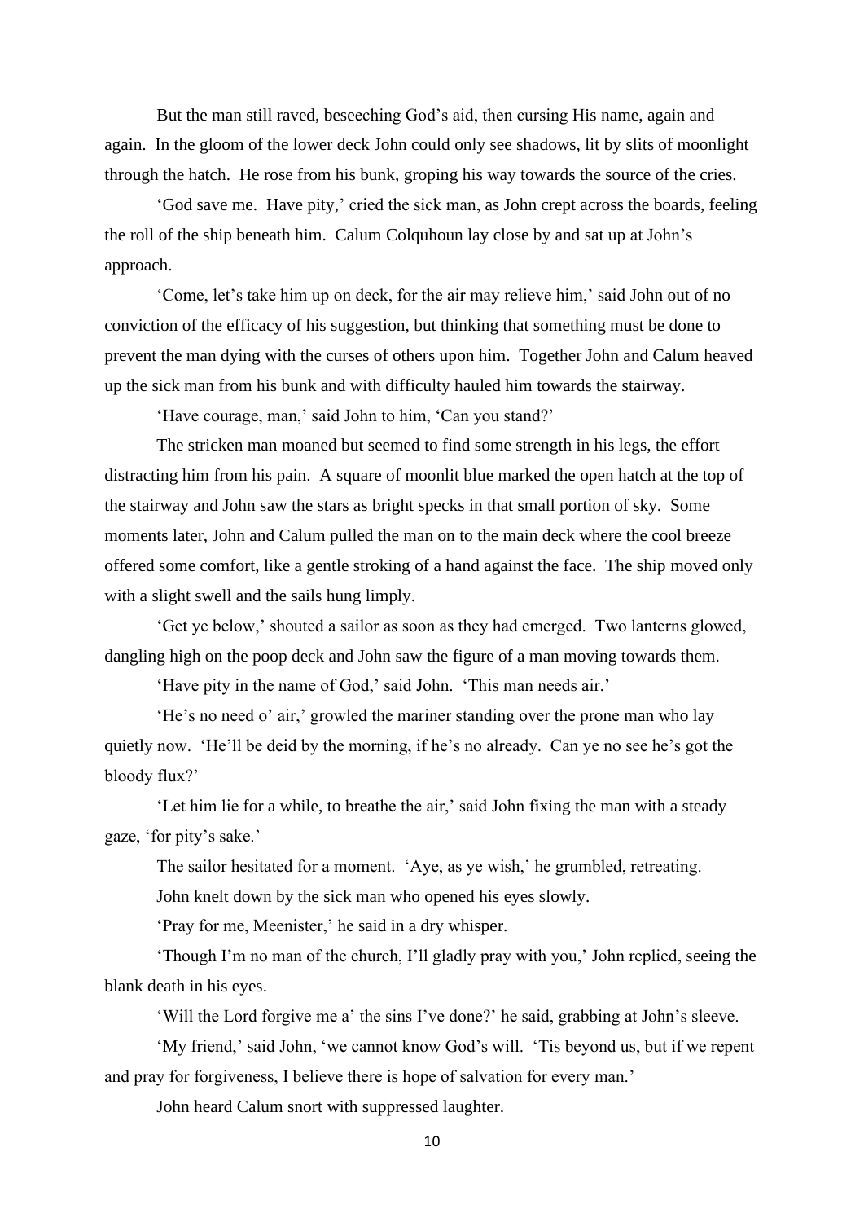But the man still raved, beseeching God's aid, then cursing His name, again and again. In the gloom of the lower deck John could only see shadows, lit by slits of moonlight through the hatch. He rose from his bunk, groping his way towards the source of the cries.

'God save me. Have pity,' cried the sick man, as John crept across the boards, feeling the roll of the ship beneath him. Calum Colquhoun lay close by and sat up at John's approach.

'Come, let's take him up on deck, for the air may relieve him,' said John out of no conviction of the efficacy of his suggestion, but thinking that something must be done to prevent the man dying with the curses of others upon him. Together John and Calum heaved up the sick man from his bunk and with difficulty hauled him towards the stairway.

'Have courage, man,' said John to him, 'Can you stand?'

The stricken man moaned but seemed to find some strength in his legs, the effort distracting him from his pain. A square of moonlit blue marked the open hatch at the top of the stairway and John saw the stars as bright specks in that small portion of sky. Some moments later, John and Calum pulled the man on to the main deck where the cool breeze offered some comfort, like a gentle stroking of a hand against the face. The ship moved only with a slight swell and the sails hung limply.

'Get ye below,' shouted a sailor as soon as they had emerged. Two lanterns glowed, dangling high on the poop deck and John saw the figure of a man moving towards them.

'Have pity in the name of God,' said John. 'This man needs air.'

'He's no need o' air,' growled the mariner standing over the prone man who lay quietly now. 'He'll be deid by the morning, if he's no already. Can ye no see he's got the bloody flux?'

'Let him lie for a while, to breathe the air,' said John fixing the man with a steady gaze, 'for pity's sake.'

The sailor hesitated for a moment. 'Aye, as ye wish,' he grumbled, retreating.

John knelt down by the sick man who opened his eyes slowly.

'Pray for me, Meenister,' he said in a dry whisper.

'Though I'm no man of the church, I'll gladly pray with you,' John replied, seeing the blank death in his eyes.

'Will the Lord forgive me a' the sins I've done?' he said, grabbing at John's sleeve.

'My friend,' said John, 'we cannot know God's will. 'Tis beyond us, but if we repent and pray for forgiveness, I believe there is hope of salvation for every man.'

John heard Calum snort with suppressed laughter.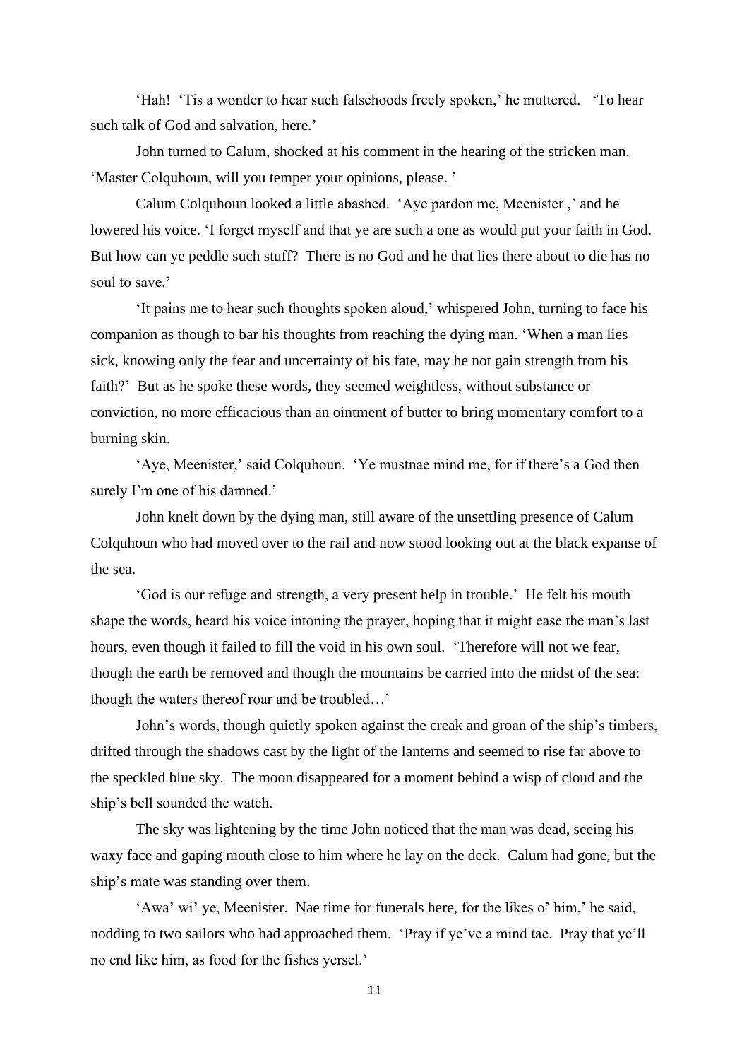'Hah! 'Tis a wonder to hear such falsehoods freely spoken,' he muttered. 'To hear such talk of God and salvation, here.'

John turned to Calum, shocked at his comment in the hearing of the stricken man. 'Master Colquhoun, will you temper your opinions, please. '

Calum Colquhoun looked a little abashed. 'Aye pardon me, Meenister ,' and he lowered his voice. 'I forget myself and that ye are such a one as would put your faith in God. But how can ye peddle such stuff? There is no God and he that lies there about to die has no soul to save.'

'It pains me to hear such thoughts spoken aloud,' whispered John, turning to face his companion as though to bar his thoughts from reaching the dying man. 'When a man lies sick, knowing only the fear and uncertainty of his fate, may he not gain strength from his faith?' But as he spoke these words, they seemed weightless, without substance or conviction, no more efficacious than an ointment of butter to bring momentary comfort to a burning skin.

'Aye, Meenister,' said Colquhoun. 'Ye mustnae mind me, for if there's a God then surely I'm one of his damned.'

John knelt down by the dying man, still aware of the unsettling presence of Calum Colquhoun who had moved over to the rail and now stood looking out at the black expanse of the sea.

'God is our refuge and strength, a very present help in trouble.' He felt his mouth shape the words, heard his voice intoning the prayer, hoping that it might ease the man's last hours, even though it failed to fill the void in his own soul. 'Therefore will not we fear, though the earth be removed and though the mountains be carried into the midst of the sea: though the waters thereof roar and be troubled…'

John's words, though quietly spoken against the creak and groan of the ship's timbers, drifted through the shadows cast by the light of the lanterns and seemed to rise far above to the speckled blue sky. The moon disappeared for a moment behind a wisp of cloud and the ship's bell sounded the watch.

The sky was lightening by the time John noticed that the man was dead, seeing his waxy face and gaping mouth close to him where he lay on the deck. Calum had gone, but the ship's mate was standing over them.

'Awa' wi' ye, Meenister. Nae time for funerals here, for the likes o' him,' he said, nodding to two sailors who had approached them. 'Pray if ye've a mind tae. Pray that ye'll no end like him, as food for the fishes yersel.'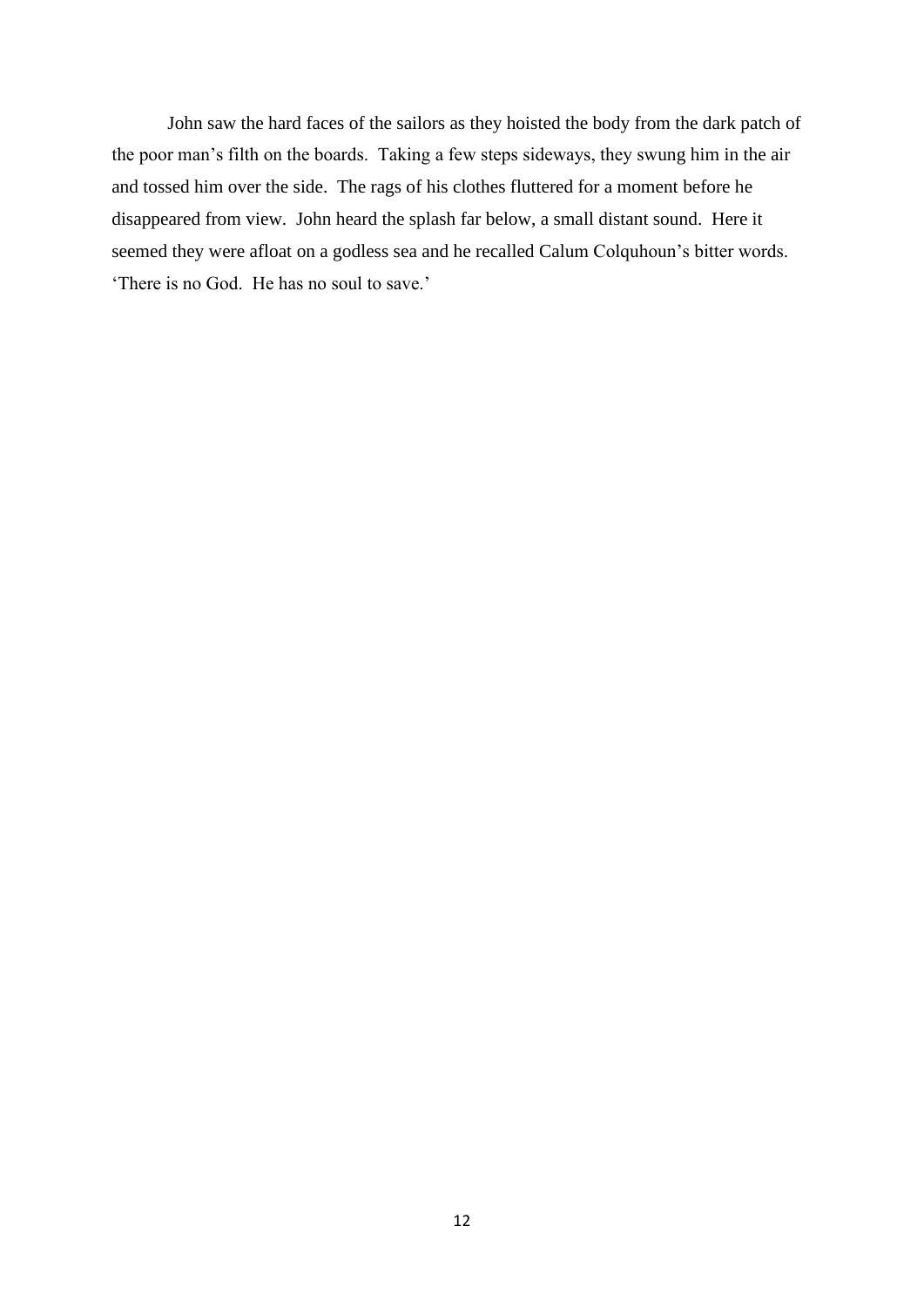John saw the hard faces of the sailors as they hoisted the body from the dark patch of the poor man's filth on the boards. Taking a few steps sideways, they swung him in the air and tossed him over the side. The rags of his clothes fluttered for a moment before he disappeared from view. John heard the splash far below, a small distant sound. Here it seemed they were afloat on a godless sea and he recalled Calum Colquhoun's bitter words. 'There is no God. He has no soul to save.'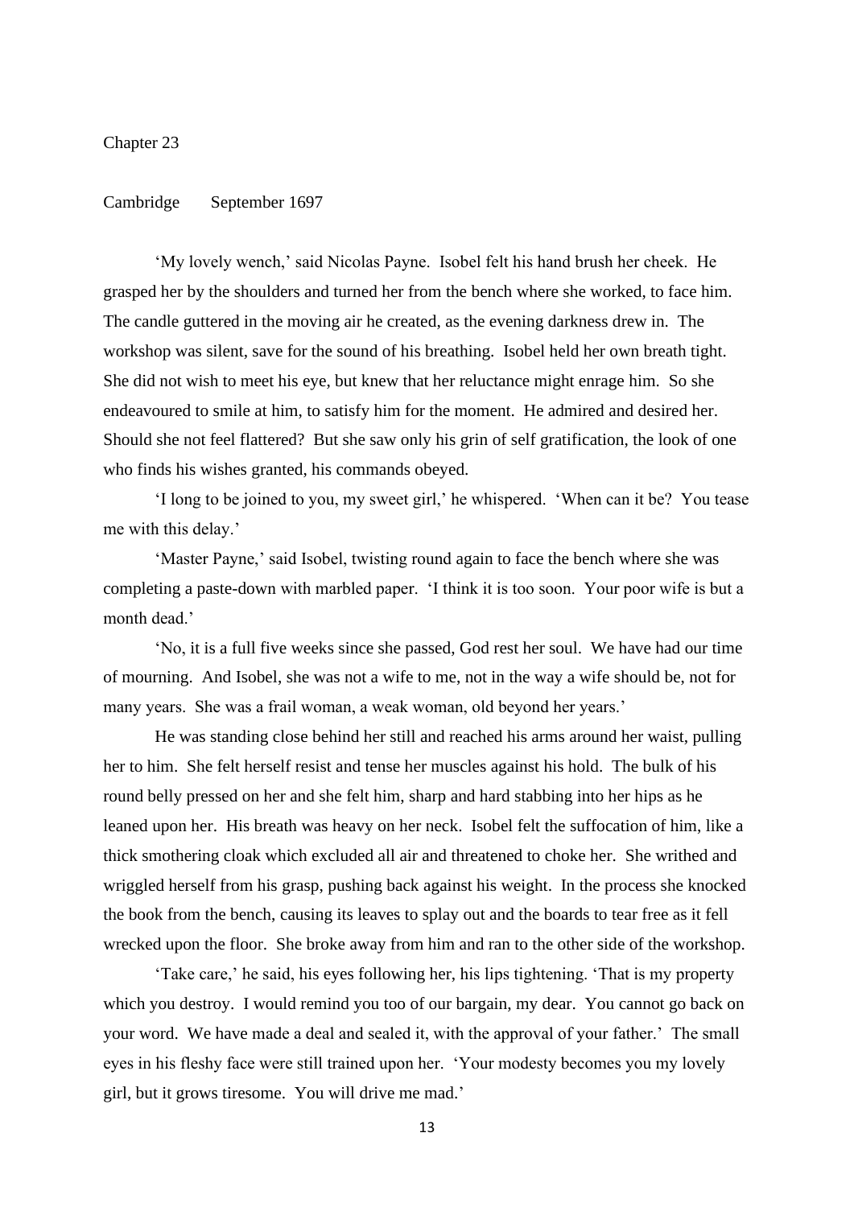# Chapter 23

Cambridge September 1697

'My lovely wench,' said Nicolas Payne. Isobel felt his hand brush her cheek. He grasped her by the shoulders and turned her from the bench where she worked, to face him. The candle guttered in the moving air he created, as the evening darkness drew in. The workshop was silent, save for the sound of his breathing. Isobel held her own breath tight. She did not wish to meet his eye, but knew that her reluctance might enrage him. So she endeavoured to smile at him, to satisfy him for the moment. He admired and desired her. Should she not feel flattered? But she saw only his grin of self gratification, the look of one who finds his wishes granted, his commands obeyed.

'I long to be joined to you, my sweet girl,' he whispered. 'When can it be? You tease me with this delay.'

'Master Payne,' said Isobel, twisting round again to face the bench where she was completing a paste-down with marbled paper. 'I think it is too soon. Your poor wife is but a month dead.'

'No, it is a full five weeks since she passed, God rest her soul. We have had our time of mourning. And Isobel, she was not a wife to me, not in the way a wife should be, not for many years. She was a frail woman, a weak woman, old beyond her years.'

He was standing close behind her still and reached his arms around her waist, pulling her to him. She felt herself resist and tense her muscles against his hold. The bulk of his round belly pressed on her and she felt him, sharp and hard stabbing into her hips as he leaned upon her. His breath was heavy on her neck. Isobel felt the suffocation of him, like a thick smothering cloak which excluded all air and threatened to choke her. She writhed and wriggled herself from his grasp, pushing back against his weight. In the process she knocked the book from the bench, causing its leaves to splay out and the boards to tear free as it fell wrecked upon the floor. She broke away from him and ran to the other side of the workshop.

'Take care,' he said, his eyes following her, his lips tightening. 'That is my property which you destroy. I would remind you too of our bargain, my dear. You cannot go back on your word. We have made a deal and sealed it, with the approval of your father.' The small eyes in his fleshy face were still trained upon her. 'Your modesty becomes you my lovely girl, but it grows tiresome. You will drive me mad.'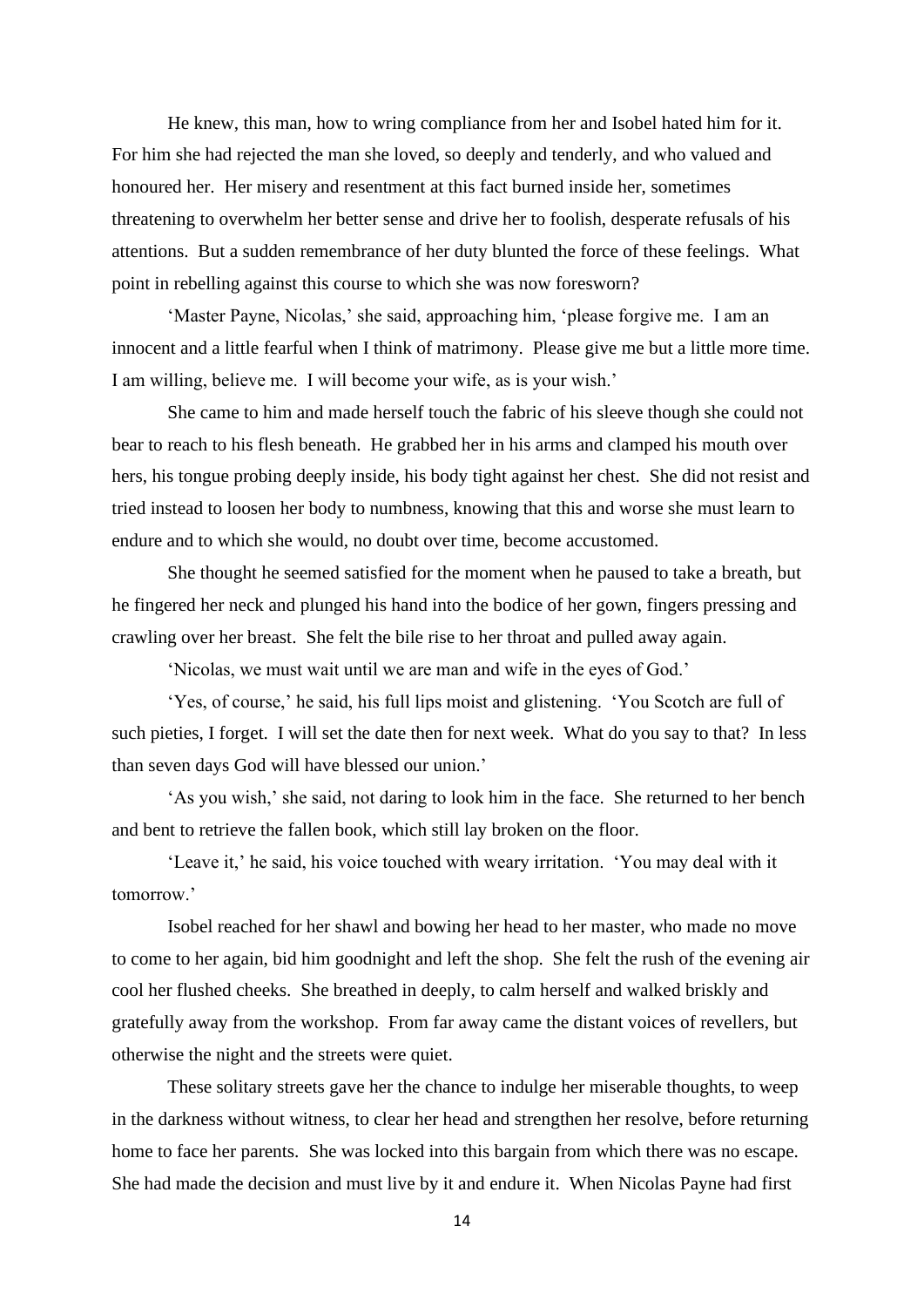He knew, this man, how to wring compliance from her and Isobel hated him for it. For him she had rejected the man she loved, so deeply and tenderly, and who valued and honoured her. Her misery and resentment at this fact burned inside her, sometimes threatening to overwhelm her better sense and drive her to foolish, desperate refusals of his attentions. But a sudden remembrance of her duty blunted the force of these feelings. What point in rebelling against this course to which she was now foresworn?

'Master Payne, Nicolas,' she said, approaching him, 'please forgive me. I am an innocent and a little fearful when I think of matrimony. Please give me but a little more time. I am willing, believe me. I will become your wife, as is your wish.'

She came to him and made herself touch the fabric of his sleeve though she could not bear to reach to his flesh beneath. He grabbed her in his arms and clamped his mouth over hers, his tongue probing deeply inside, his body tight against her chest. She did not resist and tried instead to loosen her body to numbness, knowing that this and worse she must learn to endure and to which she would, no doubt over time, become accustomed.

She thought he seemed satisfied for the moment when he paused to take a breath, but he fingered her neck and plunged his hand into the bodice of her gown, fingers pressing and crawling over her breast. She felt the bile rise to her throat and pulled away again.

'Nicolas, we must wait until we are man and wife in the eyes of God.'

'Yes, of course,' he said, his full lips moist and glistening. 'You Scotch are full of such pieties, I forget. I will set the date then for next week. What do you say to that? In less than seven days God will have blessed our union.'

'As you wish,' she said, not daring to look him in the face. She returned to her bench and bent to retrieve the fallen book, which still lay broken on the floor.

'Leave it,' he said, his voice touched with weary irritation. 'You may deal with it tomorrow.'

Isobel reached for her shawl and bowing her head to her master, who made no move to come to her again, bid him goodnight and left the shop. She felt the rush of the evening air cool her flushed cheeks. She breathed in deeply, to calm herself and walked briskly and gratefully away from the workshop. From far away came the distant voices of revellers, but otherwise the night and the streets were quiet.

These solitary streets gave her the chance to indulge her miserable thoughts, to weep in the darkness without witness, to clear her head and strengthen her resolve, before returning home to face her parents. She was locked into this bargain from which there was no escape. She had made the decision and must live by it and endure it. When Nicolas Payne had first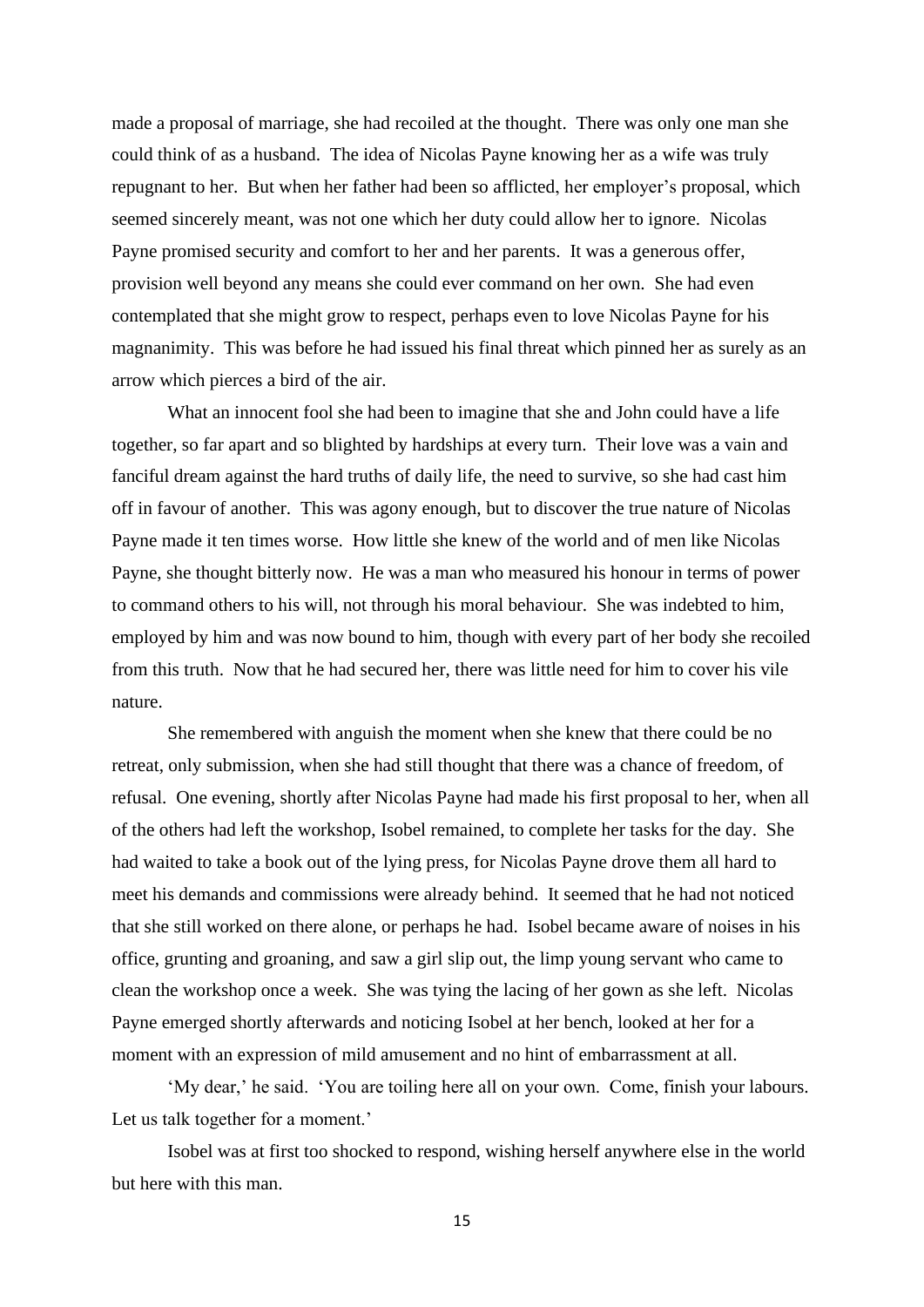made a proposal of marriage, she had recoiled at the thought. There was only one man she could think of as a husband. The idea of Nicolas Payne knowing her as a wife was truly repugnant to her. But when her father had been so afflicted, her employer's proposal, which seemed sincerely meant, was not one which her duty could allow her to ignore. Nicolas Payne promised security and comfort to her and her parents. It was a generous offer, provision well beyond any means she could ever command on her own. She had even contemplated that she might grow to respect, perhaps even to love Nicolas Payne for his magnanimity. This was before he had issued his final threat which pinned her as surely as an arrow which pierces a bird of the air.

What an innocent fool she had been to imagine that she and John could have a life together, so far apart and so blighted by hardships at every turn. Their love was a vain and fanciful dream against the hard truths of daily life, the need to survive, so she had cast him off in favour of another. This was agony enough, but to discover the true nature of Nicolas Payne made it ten times worse. How little she knew of the world and of men like Nicolas Payne, she thought bitterly now. He was a man who measured his honour in terms of power to command others to his will, not through his moral behaviour. She was indebted to him, employed by him and was now bound to him, though with every part of her body she recoiled from this truth. Now that he had secured her, there was little need for him to cover his vile nature.

She remembered with anguish the moment when she knew that there could be no retreat, only submission, when she had still thought that there was a chance of freedom, of refusal. One evening, shortly after Nicolas Payne had made his first proposal to her, when all of the others had left the workshop, Isobel remained, to complete her tasks for the day. She had waited to take a book out of the lying press, for Nicolas Payne drove them all hard to meet his demands and commissions were already behind. It seemed that he had not noticed that she still worked on there alone, or perhaps he had. Isobel became aware of noises in his office, grunting and groaning, and saw a girl slip out, the limp young servant who came to clean the workshop once a week. She was tying the lacing of her gown as she left. Nicolas Payne emerged shortly afterwards and noticing Isobel at her bench, looked at her for a moment with an expression of mild amusement and no hint of embarrassment at all.

'My dear,' he said. 'You are toiling here all on your own. Come, finish your labours. Let us talk together for a moment.'

Isobel was at first too shocked to respond, wishing herself anywhere else in the world but here with this man.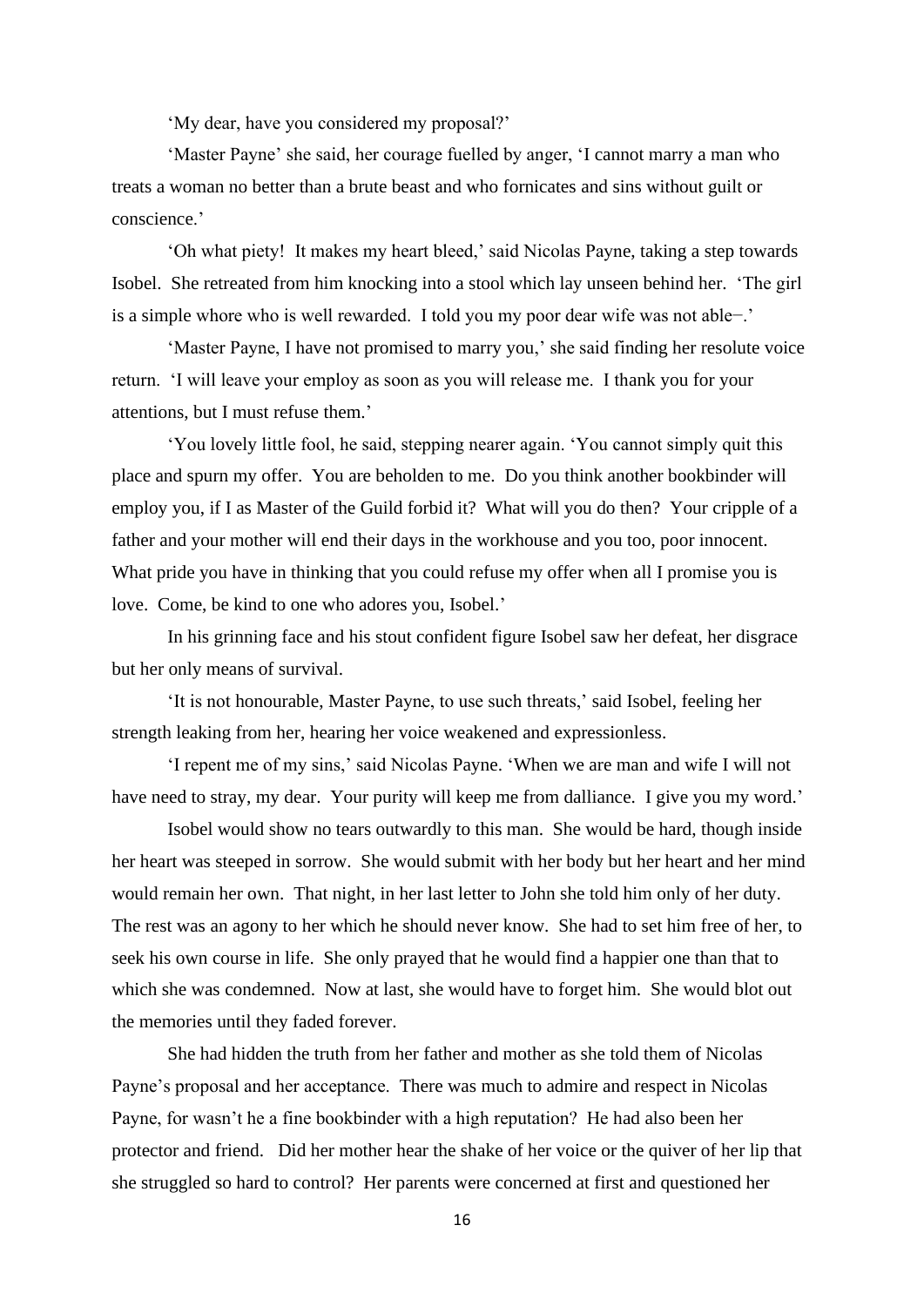'My dear, have you considered my proposal?'

'Master Payne' she said, her courage fuelled by anger, 'I cannot marry a man who treats a woman no better than a brute beast and who fornicates and sins without guilt or conscience.'

'Oh what piety! It makes my heart bleed,' said Nicolas Payne, taking a step towards Isobel. She retreated from him knocking into a stool which lay unseen behind her. 'The girl is a simple whore who is well rewarded. I told you my poor dear wife was not able‒.'

'Master Payne, I have not promised to marry you,' she said finding her resolute voice return. 'I will leave your employ as soon as you will release me. I thank you for your attentions, but I must refuse them.'

'You lovely little fool, he said, stepping nearer again. 'You cannot simply quit this place and spurn my offer. You are beholden to me. Do you think another bookbinder will employ you, if I as Master of the Guild forbid it? What will you do then? Your cripple of a father and your mother will end their days in the workhouse and you too, poor innocent. What pride you have in thinking that you could refuse my offer when all I promise you is love. Come, be kind to one who adores you, Isobel.'

In his grinning face and his stout confident figure Isobel saw her defeat, her disgrace but her only means of survival.

'It is not honourable, Master Payne, to use such threats,' said Isobel, feeling her strength leaking from her, hearing her voice weakened and expressionless.

'I repent me of my sins,' said Nicolas Payne. 'When we are man and wife I will not have need to stray, my dear. Your purity will keep me from dalliance. I give you my word.'

Isobel would show no tears outwardly to this man. She would be hard, though inside her heart was steeped in sorrow. She would submit with her body but her heart and her mind would remain her own. That night, in her last letter to John she told him only of her duty. The rest was an agony to her which he should never know. She had to set him free of her, to seek his own course in life. She only prayed that he would find a happier one than that to which she was condemned. Now at last, she would have to forget him. She would blot out the memories until they faded forever.

She had hidden the truth from her father and mother as she told them of Nicolas Payne's proposal and her acceptance. There was much to admire and respect in Nicolas Payne, for wasn't he a fine bookbinder with a high reputation? He had also been her protector and friend. Did her mother hear the shake of her voice or the quiver of her lip that she struggled so hard to control? Her parents were concerned at first and questioned her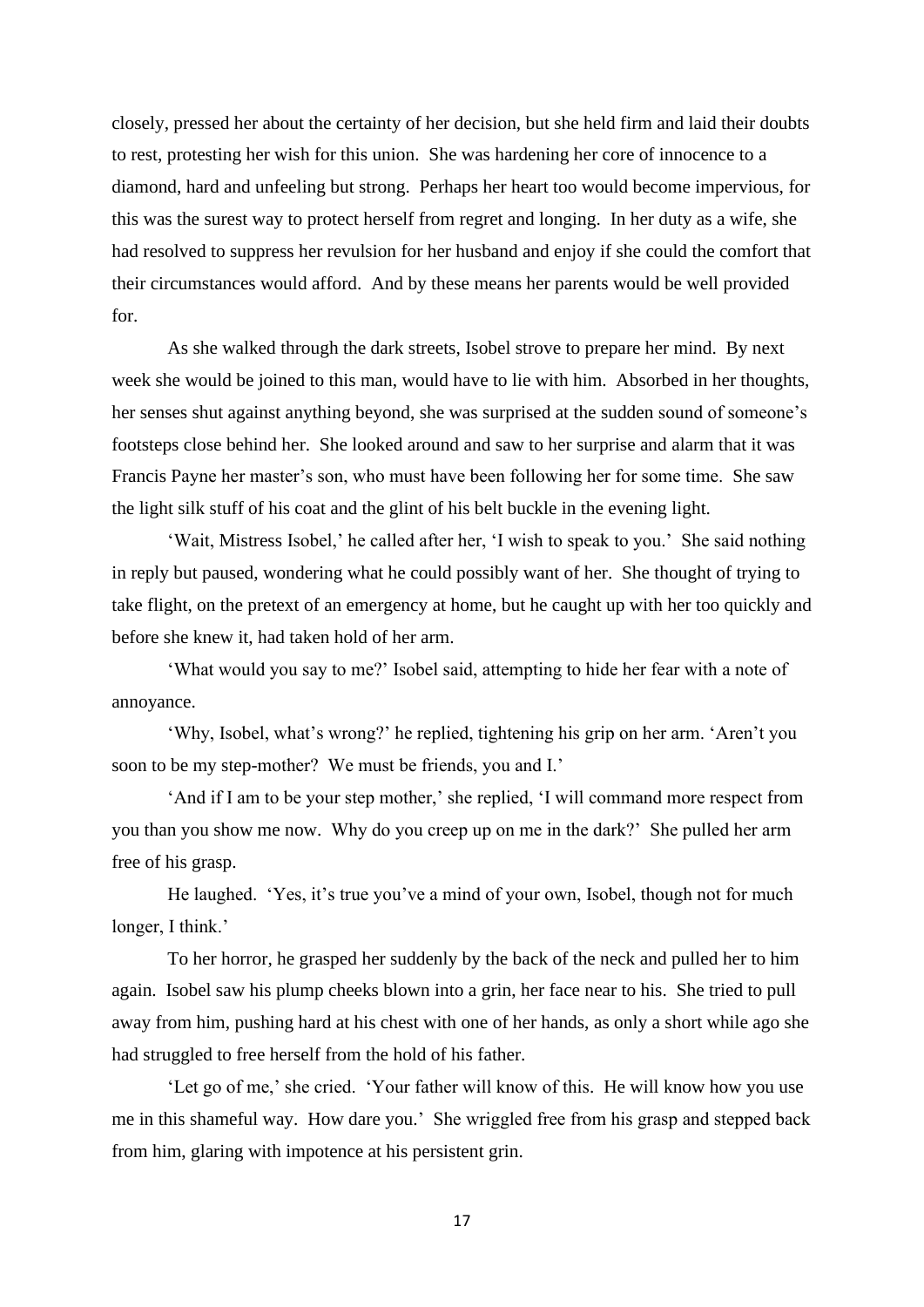closely, pressed her about the certainty of her decision, but she held firm and laid their doubts to rest, protesting her wish for this union. She was hardening her core of innocence to a diamond, hard and unfeeling but strong. Perhaps her heart too would become impervious, for this was the surest way to protect herself from regret and longing. In her duty as a wife, she had resolved to suppress her revulsion for her husband and enjoy if she could the comfort that their circumstances would afford. And by these means her parents would be well provided for.

As she walked through the dark streets, Isobel strove to prepare her mind. By next week she would be joined to this man, would have to lie with him. Absorbed in her thoughts, her senses shut against anything beyond, she was surprised at the sudden sound of someone's footsteps close behind her. She looked around and saw to her surprise and alarm that it was Francis Payne her master's son, who must have been following her for some time. She saw the light silk stuff of his coat and the glint of his belt buckle in the evening light.

'Wait, Mistress Isobel,' he called after her, 'I wish to speak to you.' She said nothing in reply but paused, wondering what he could possibly want of her. She thought of trying to take flight, on the pretext of an emergency at home, but he caught up with her too quickly and before she knew it, had taken hold of her arm.

'What would you say to me?' Isobel said, attempting to hide her fear with a note of annoyance.

'Why, Isobel, what's wrong?' he replied, tightening his grip on her arm. 'Aren't you soon to be my step-mother? We must be friends, you and I.'

'And if I am to be your step mother,' she replied, 'I will command more respect from you than you show me now. Why do you creep up on me in the dark?' She pulled her arm free of his grasp.

He laughed. 'Yes, it's true you've a mind of your own, Isobel, though not for much longer, I think.'

To her horror, he grasped her suddenly by the back of the neck and pulled her to him again. Isobel saw his plump cheeks blown into a grin, her face near to his. She tried to pull away from him, pushing hard at his chest with one of her hands, as only a short while ago she had struggled to free herself from the hold of his father.

'Let go of me,' she cried. 'Your father will know of this. He will know how you use me in this shameful way. How dare you.' She wriggled free from his grasp and stepped back from him, glaring with impotence at his persistent grin.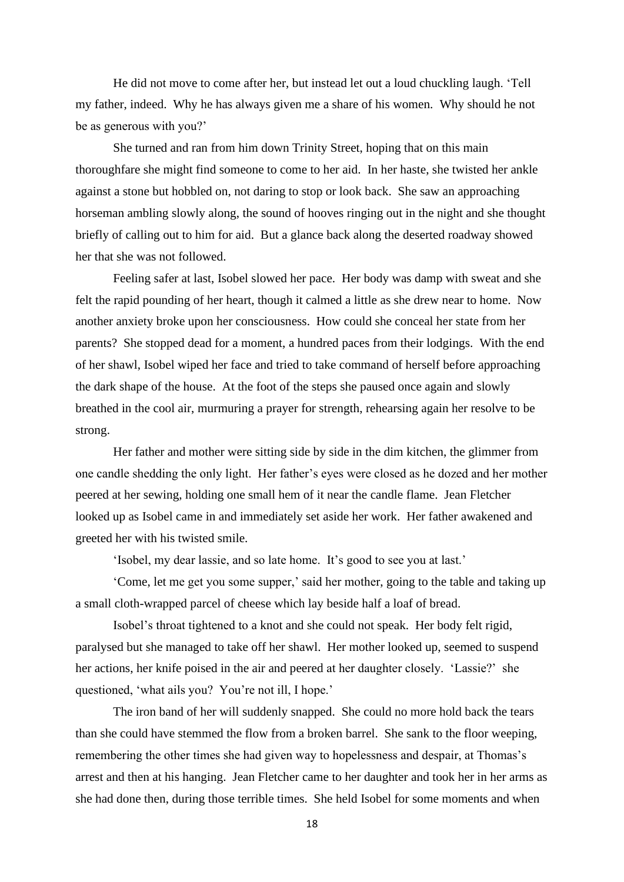He did not move to come after her, but instead let out a loud chuckling laugh. 'Tell my father, indeed. Why he has always given me a share of his women. Why should he not be as generous with you?'

She turned and ran from him down Trinity Street, hoping that on this main thoroughfare she might find someone to come to her aid. In her haste, she twisted her ankle against a stone but hobbled on, not daring to stop or look back. She saw an approaching horseman ambling slowly along, the sound of hooves ringing out in the night and she thought briefly of calling out to him for aid. But a glance back along the deserted roadway showed her that she was not followed.

Feeling safer at last, Isobel slowed her pace. Her body was damp with sweat and she felt the rapid pounding of her heart, though it calmed a little as she drew near to home. Now another anxiety broke upon her consciousness. How could she conceal her state from her parents? She stopped dead for a moment, a hundred paces from their lodgings. With the end of her shawl, Isobel wiped her face and tried to take command of herself before approaching the dark shape of the house. At the foot of the steps she paused once again and slowly breathed in the cool air, murmuring a prayer for strength, rehearsing again her resolve to be strong.

Her father and mother were sitting side by side in the dim kitchen, the glimmer from one candle shedding the only light. Her father's eyes were closed as he dozed and her mother peered at her sewing, holding one small hem of it near the candle flame. Jean Fletcher looked up as Isobel came in and immediately set aside her work. Her father awakened and greeted her with his twisted smile.

'Isobel, my dear lassie, and so late home. It's good to see you at last.'

'Come, let me get you some supper,' said her mother, going to the table and taking up a small cloth-wrapped parcel of cheese which lay beside half a loaf of bread.

Isobel's throat tightened to a knot and she could not speak. Her body felt rigid, paralysed but she managed to take off her shawl. Her mother looked up, seemed to suspend her actions, her knife poised in the air and peered at her daughter closely. 'Lassie?' she questioned, 'what ails you? You're not ill, I hope.'

The iron band of her will suddenly snapped. She could no more hold back the tears than she could have stemmed the flow from a broken barrel. She sank to the floor weeping, remembering the other times she had given way to hopelessness and despair, at Thomas's arrest and then at his hanging. Jean Fletcher came to her daughter and took her in her arms as she had done then, during those terrible times. She held Isobel for some moments and when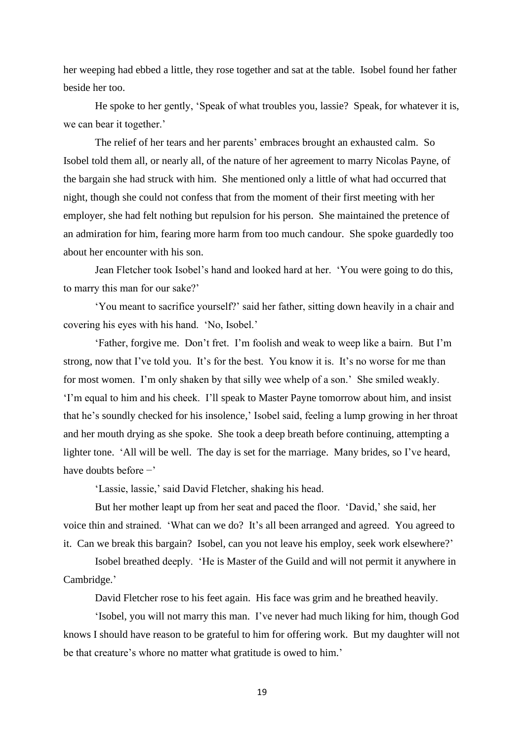her weeping had ebbed a little, they rose together and sat at the table. Isobel found her father beside her too.

He spoke to her gently, 'Speak of what troubles you, lassie? Speak, for whatever it is, we can bear it together.'

The relief of her tears and her parents' embraces brought an exhausted calm. So Isobel told them all, or nearly all, of the nature of her agreement to marry Nicolas Payne, of the bargain she had struck with him. She mentioned only a little of what had occurred that night, though she could not confess that from the moment of their first meeting with her employer, she had felt nothing but repulsion for his person. She maintained the pretence of an admiration for him, fearing more harm from too much candour. She spoke guardedly too about her encounter with his son.

Jean Fletcher took Isobel's hand and looked hard at her. 'You were going to do this, to marry this man for our sake?'

'You meant to sacrifice yourself?' said her father, sitting down heavily in a chair and covering his eyes with his hand. 'No, Isobel.'

'Father, forgive me. Don't fret. I'm foolish and weak to weep like a bairn. But I'm strong, now that I've told you. It's for the best. You know it is. It's no worse for me than for most women. I'm only shaken by that silly wee whelp of a son.' She smiled weakly. 'I'm equal to him and his cheek. I'll speak to Master Payne tomorrow about him, and insist that he's soundly checked for his insolence,' Isobel said, feeling a lump growing in her throat and her mouth drying as she spoke. She took a deep breath before continuing, attempting a lighter tone. 'All will be well. The day is set for the marriage. Many brides, so I've heard, have doubts before –'

'Lassie, lassie,' said David Fletcher, shaking his head.

But her mother leapt up from her seat and paced the floor. 'David,' she said, her voice thin and strained. 'What can we do? It's all been arranged and agreed. You agreed to it. Can we break this bargain? Isobel, can you not leave his employ, seek work elsewhere?'

Isobel breathed deeply. 'He is Master of the Guild and will not permit it anywhere in Cambridge.'

David Fletcher rose to his feet again. His face was grim and he breathed heavily.

'Isobel, you will not marry this man. I've never had much liking for him, though God knows I should have reason to be grateful to him for offering work. But my daughter will not be that creature's whore no matter what gratitude is owed to him.'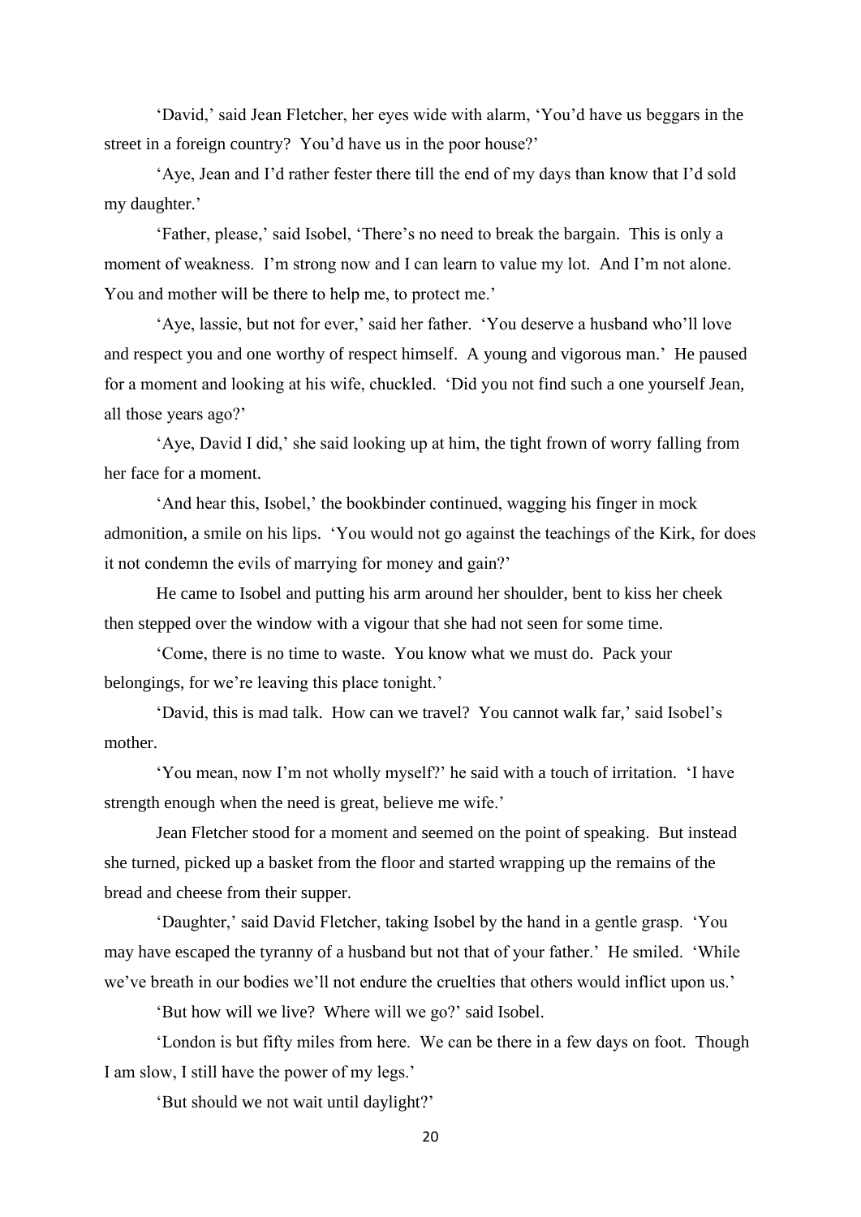'David,' said Jean Fletcher, her eyes wide with alarm, 'You'd have us beggars in the street in a foreign country? You'd have us in the poor house?'

'Aye, Jean and I'd rather fester there till the end of my days than know that I'd sold my daughter.'

'Father, please,' said Isobel, 'There's no need to break the bargain. This is only a moment of weakness. I'm strong now and I can learn to value my lot. And I'm not alone. You and mother will be there to help me, to protect me.'

'Aye, lassie, but not for ever,' said her father. 'You deserve a husband who'll love and respect you and one worthy of respect himself. A young and vigorous man.' He paused for a moment and looking at his wife, chuckled. 'Did you not find such a one yourself Jean, all those years ago?'

'Aye, David I did,' she said looking up at him, the tight frown of worry falling from her face for a moment.

'And hear this, Isobel,' the bookbinder continued, wagging his finger in mock admonition, a smile on his lips. 'You would not go against the teachings of the Kirk, for does it not condemn the evils of marrying for money and gain?'

He came to Isobel and putting his arm around her shoulder, bent to kiss her cheek then stepped over the window with a vigour that she had not seen for some time.

'Come, there is no time to waste. You know what we must do. Pack your belongings, for we're leaving this place tonight.'

'David, this is mad talk. How can we travel? You cannot walk far,' said Isobel's mother.

'You mean, now I'm not wholly myself?' he said with a touch of irritation. 'I have strength enough when the need is great, believe me wife.'

Jean Fletcher stood for a moment and seemed on the point of speaking. But instead she turned, picked up a basket from the floor and started wrapping up the remains of the bread and cheese from their supper.

'Daughter,' said David Fletcher, taking Isobel by the hand in a gentle grasp. 'You may have escaped the tyranny of a husband but not that of your father.' He smiled. 'While we've breath in our bodies we'll not endure the cruelties that others would inflict upon us.'

'But how will we live? Where will we go?' said Isobel.

'London is but fifty miles from here. We can be there in a few days on foot. Though I am slow, I still have the power of my legs.'

'But should we not wait until daylight?'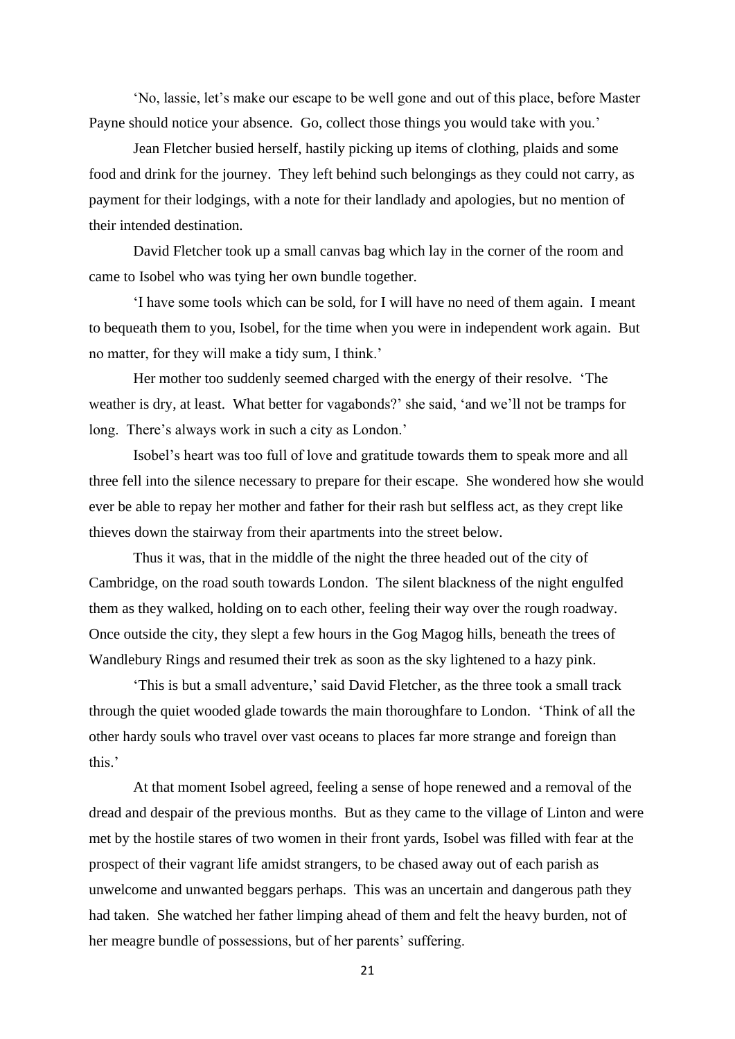'No, lassie, let's make our escape to be well gone and out of this place, before Master Payne should notice your absence. Go, collect those things you would take with you.'

Jean Fletcher busied herself, hastily picking up items of clothing, plaids and some food and drink for the journey. They left behind such belongings as they could not carry, as payment for their lodgings, with a note for their landlady and apologies, but no mention of their intended destination.

David Fletcher took up a small canvas bag which lay in the corner of the room and came to Isobel who was tying her own bundle together.

'I have some tools which can be sold, for I will have no need of them again. I meant to bequeath them to you, Isobel, for the time when you were in independent work again. But no matter, for they will make a tidy sum, I think.'

Her mother too suddenly seemed charged with the energy of their resolve. 'The weather is dry, at least. What better for vagabonds?' she said, 'and we'll not be tramps for long. There's always work in such a city as London.'

Isobel's heart was too full of love and gratitude towards them to speak more and all three fell into the silence necessary to prepare for their escape. She wondered how she would ever be able to repay her mother and father for their rash but selfless act, as they crept like thieves down the stairway from their apartments into the street below.

Thus it was, that in the middle of the night the three headed out of the city of Cambridge, on the road south towards London. The silent blackness of the night engulfed them as they walked, holding on to each other, feeling their way over the rough roadway. Once outside the city, they slept a few hours in the Gog Magog hills, beneath the trees of Wandlebury Rings and resumed their trek as soon as the sky lightened to a hazy pink.

'This is but a small adventure,' said David Fletcher, as the three took a small track through the quiet wooded glade towards the main thoroughfare to London. 'Think of all the other hardy souls who travel over vast oceans to places far more strange and foreign than this.'

At that moment Isobel agreed, feeling a sense of hope renewed and a removal of the dread and despair of the previous months. But as they came to the village of Linton and were met by the hostile stares of two women in their front yards, Isobel was filled with fear at the prospect of their vagrant life amidst strangers, to be chased away out of each parish as unwelcome and unwanted beggars perhaps. This was an uncertain and dangerous path they had taken. She watched her father limping ahead of them and felt the heavy burden, not of her meagre bundle of possessions, but of her parents' suffering.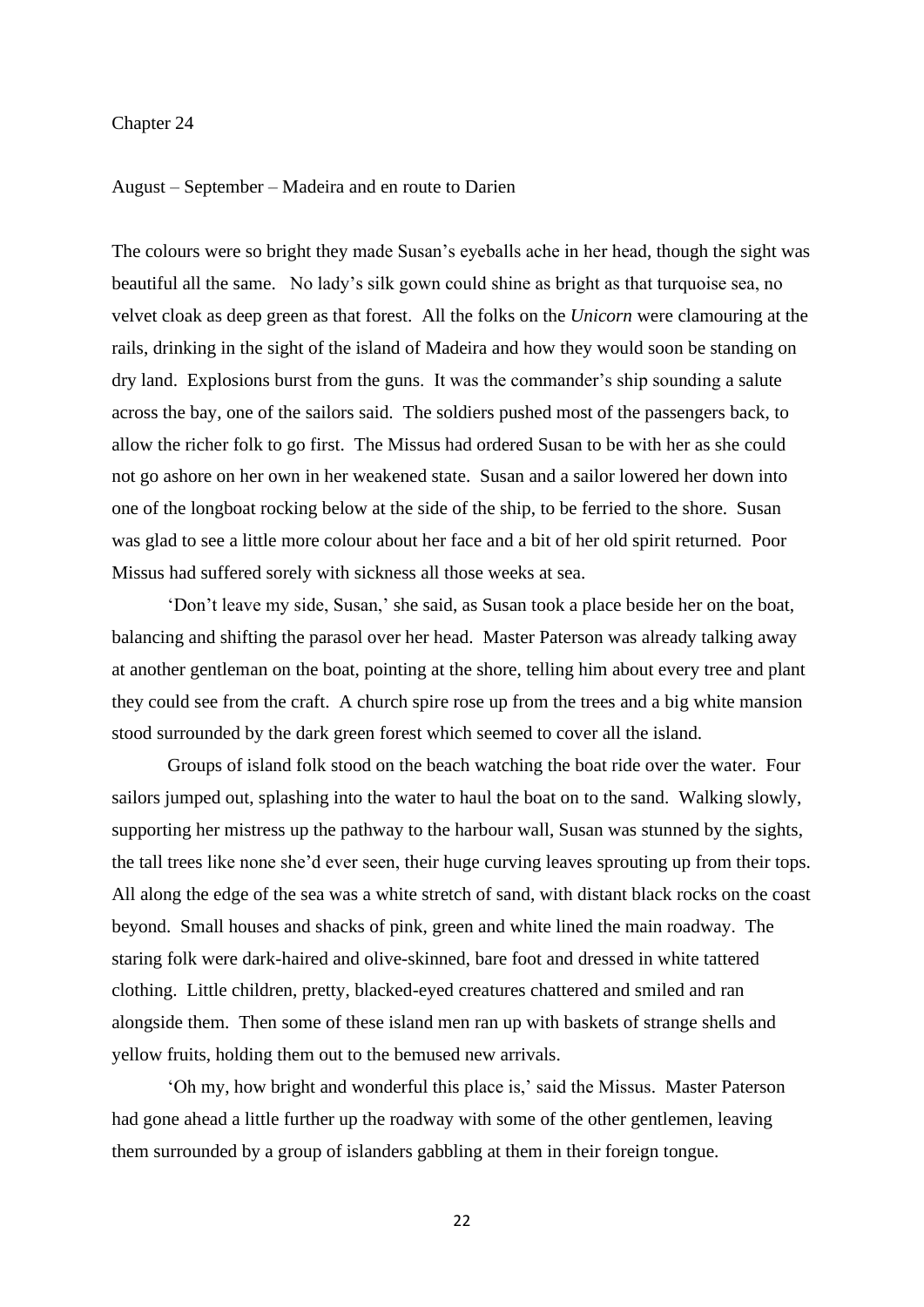# Chapter 24

## August – September – Madeira and en route to Darien

The colours were so bright they made Susan's eyeballs ache in her head, though the sight was beautiful all the same. No lady's silk gown could shine as bright as that turquoise sea, no velvet cloak as deep green as that forest. All the folks on the *Unicorn* were clamouring at the rails, drinking in the sight of the island of Madeira and how they would soon be standing on dry land. Explosions burst from the guns. It was the commander's ship sounding a salute across the bay, one of the sailors said. The soldiers pushed most of the passengers back, to allow the richer folk to go first. The Missus had ordered Susan to be with her as she could not go ashore on her own in her weakened state. Susan and a sailor lowered her down into one of the longboat rocking below at the side of the ship, to be ferried to the shore. Susan was glad to see a little more colour about her face and a bit of her old spirit returned. Poor Missus had suffered sorely with sickness all those weeks at sea.

'Don't leave my side, Susan,' she said, as Susan took a place beside her on the boat, balancing and shifting the parasol over her head. Master Paterson was already talking away at another gentleman on the boat, pointing at the shore, telling him about every tree and plant they could see from the craft. A church spire rose up from the trees and a big white mansion stood surrounded by the dark green forest which seemed to cover all the island.

Groups of island folk stood on the beach watching the boat ride over the water. Four sailors jumped out, splashing into the water to haul the boat on to the sand. Walking slowly, supporting her mistress up the pathway to the harbour wall, Susan was stunned by the sights, the tall trees like none she'd ever seen, their huge curving leaves sprouting up from their tops. All along the edge of the sea was a white stretch of sand, with distant black rocks on the coast beyond. Small houses and shacks of pink, green and white lined the main roadway. The staring folk were dark-haired and olive-skinned, bare foot and dressed in white tattered clothing. Little children, pretty, blacked-eyed creatures chattered and smiled and ran alongside them. Then some of these island men ran up with baskets of strange shells and yellow fruits, holding them out to the bemused new arrivals.

'Oh my, how bright and wonderful this place is,' said the Missus. Master Paterson had gone ahead a little further up the roadway with some of the other gentlemen, leaving them surrounded by a group of islanders gabbling at them in their foreign tongue.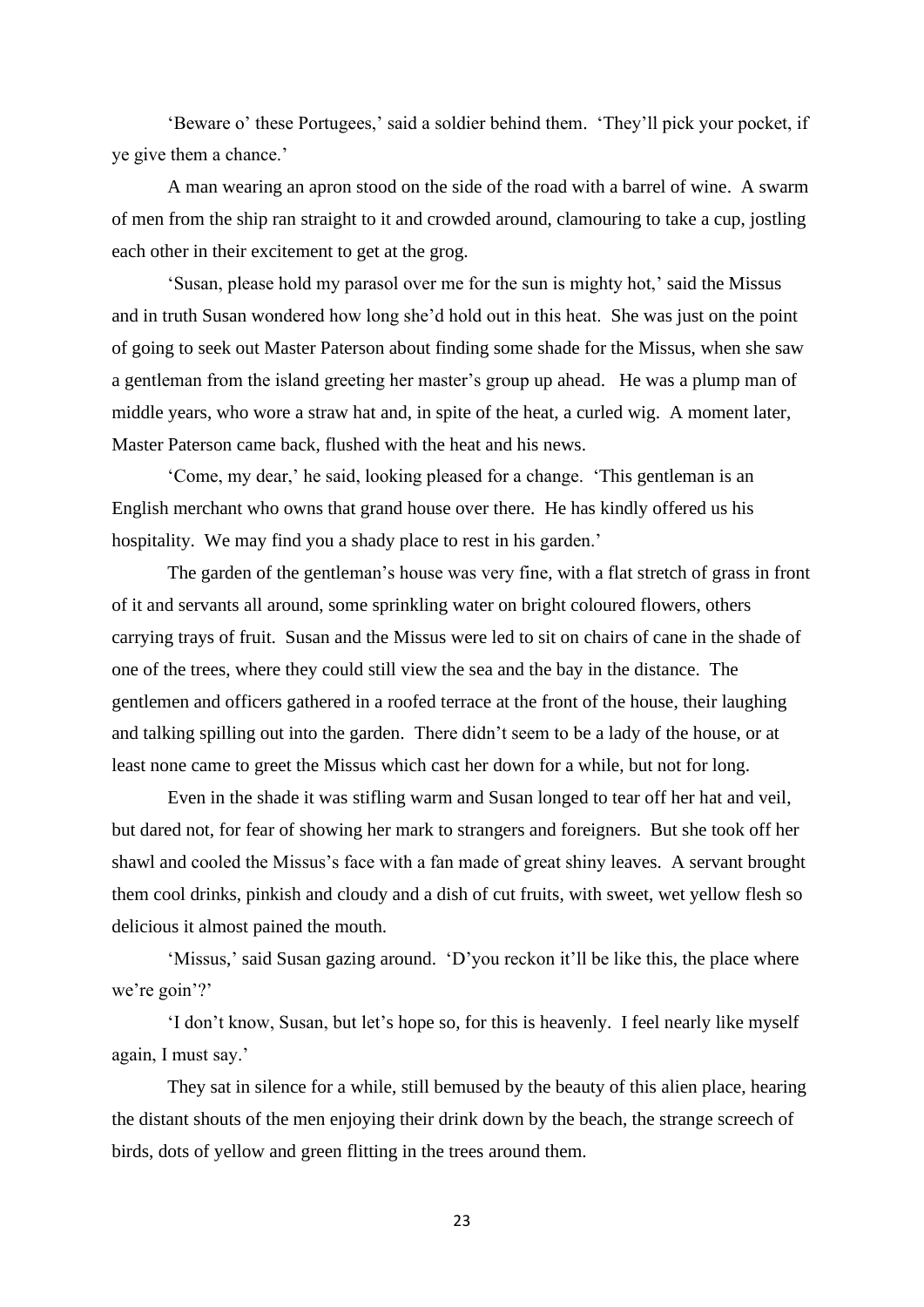'Beware o' these Portugees,' said a soldier behind them. 'They'll pick your pocket, if ye give them a chance.'

A man wearing an apron stood on the side of the road with a barrel of wine. A swarm of men from the ship ran straight to it and crowded around, clamouring to take a cup, jostling each other in their excitement to get at the grog.

'Susan, please hold my parasol over me for the sun is mighty hot,' said the Missus and in truth Susan wondered how long she'd hold out in this heat. She was just on the point of going to seek out Master Paterson about finding some shade for the Missus, when she saw a gentleman from the island greeting her master's group up ahead. He was a plump man of middle years, who wore a straw hat and, in spite of the heat, a curled wig. A moment later, Master Paterson came back, flushed with the heat and his news.

'Come, my dear,' he said, looking pleased for a change. 'This gentleman is an English merchant who owns that grand house over there. He has kindly offered us his hospitality. We may find you a shady place to rest in his garden.'

The garden of the gentleman's house was very fine, with a flat stretch of grass in front of it and servants all around, some sprinkling water on bright coloured flowers, others carrying trays of fruit. Susan and the Missus were led to sit on chairs of cane in the shade of one of the trees, where they could still view the sea and the bay in the distance. The gentlemen and officers gathered in a roofed terrace at the front of the house, their laughing and talking spilling out into the garden. There didn't seem to be a lady of the house, or at least none came to greet the Missus which cast her down for a while, but not for long.

Even in the shade it was stifling warm and Susan longed to tear off her hat and veil, but dared not, for fear of showing her mark to strangers and foreigners. But she took off her shawl and cooled the Missus's face with a fan made of great shiny leaves. A servant brought them cool drinks, pinkish and cloudy and a dish of cut fruits, with sweet, wet yellow flesh so delicious it almost pained the mouth.

'Missus,' said Susan gazing around. 'D'you reckon it'll be like this, the place where we're goin'?'

'I don't know, Susan, but let's hope so, for this is heavenly. I feel nearly like myself again, I must say.'

They sat in silence for a while, still bemused by the beauty of this alien place, hearing the distant shouts of the men enjoying their drink down by the beach, the strange screech of birds, dots of yellow and green flitting in the trees around them.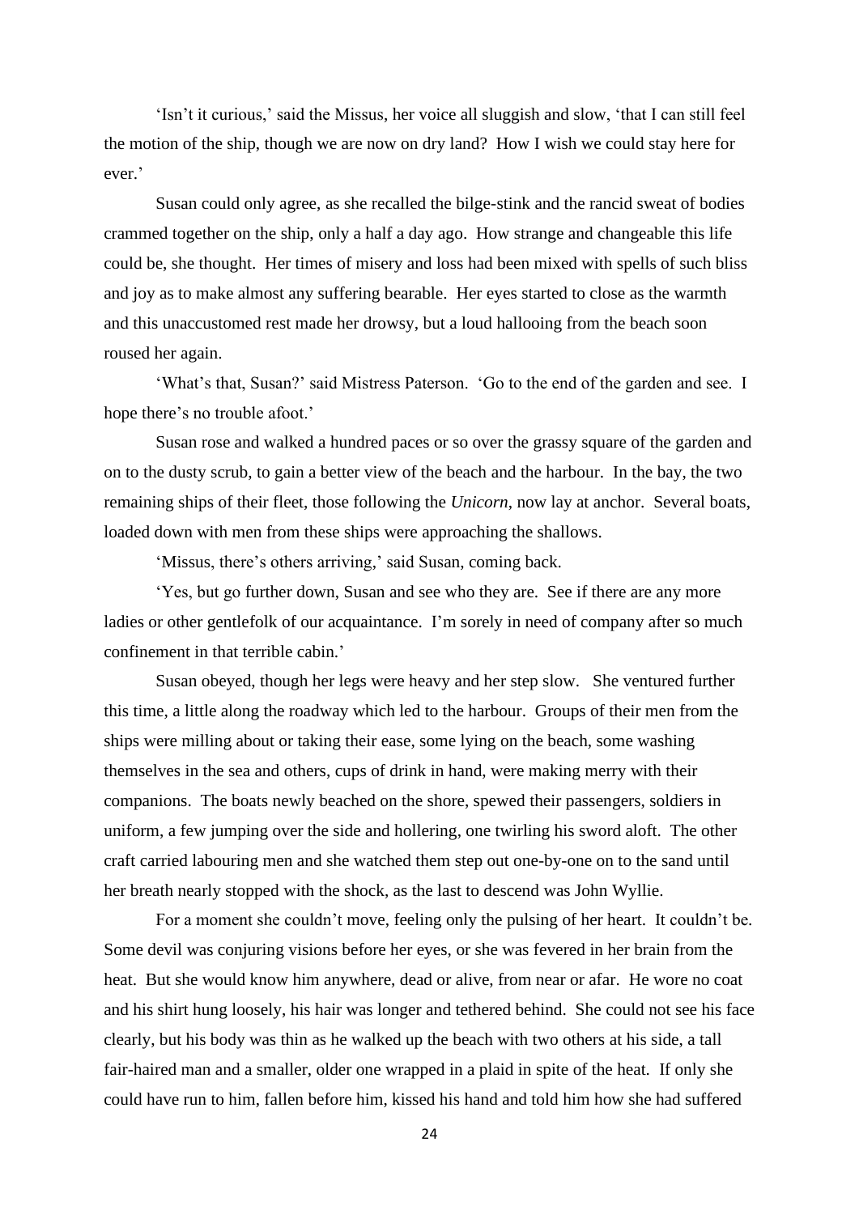'Isn't it curious,' said the Missus, her voice all sluggish and slow, 'that I can still feel the motion of the ship, though we are now on dry land? How I wish we could stay here for ever.'

Susan could only agree, as she recalled the bilge-stink and the rancid sweat of bodies crammed together on the ship, only a half a day ago. How strange and changeable this life could be, she thought. Her times of misery and loss had been mixed with spells of such bliss and joy as to make almost any suffering bearable. Her eyes started to close as the warmth and this unaccustomed rest made her drowsy, but a loud hallooing from the beach soon roused her again.

'What's that, Susan?' said Mistress Paterson. 'Go to the end of the garden and see. I hope there's no trouble afoot.'

Susan rose and walked a hundred paces or so over the grassy square of the garden and on to the dusty scrub, to gain a better view of the beach and the harbour. In the bay, the two remaining ships of their fleet, those following the *Unicorn,* now lay at anchor. Several boats, loaded down with men from these ships were approaching the shallows.

'Missus, there's others arriving,' said Susan, coming back.

'Yes, but go further down, Susan and see who they are. See if there are any more ladies or other gentlefolk of our acquaintance. I'm sorely in need of company after so much confinement in that terrible cabin.'

Susan obeyed, though her legs were heavy and her step slow. She ventured further this time, a little along the roadway which led to the harbour. Groups of their men from the ships were milling about or taking their ease, some lying on the beach, some washing themselves in the sea and others, cups of drink in hand, were making merry with their companions. The boats newly beached on the shore, spewed their passengers, soldiers in uniform, a few jumping over the side and hollering, one twirling his sword aloft. The other craft carried labouring men and she watched them step out one-by-one on to the sand until her breath nearly stopped with the shock, as the last to descend was John Wyllie.

For a moment she couldn't move, feeling only the pulsing of her heart. It couldn't be. Some devil was conjuring visions before her eyes, or she was fevered in her brain from the heat. But she would know him anywhere, dead or alive, from near or afar. He wore no coat and his shirt hung loosely, his hair was longer and tethered behind. She could not see his face clearly, but his body was thin as he walked up the beach with two others at his side, a tall fair-haired man and a smaller, older one wrapped in a plaid in spite of the heat. If only she could have run to him, fallen before him, kissed his hand and told him how she had suffered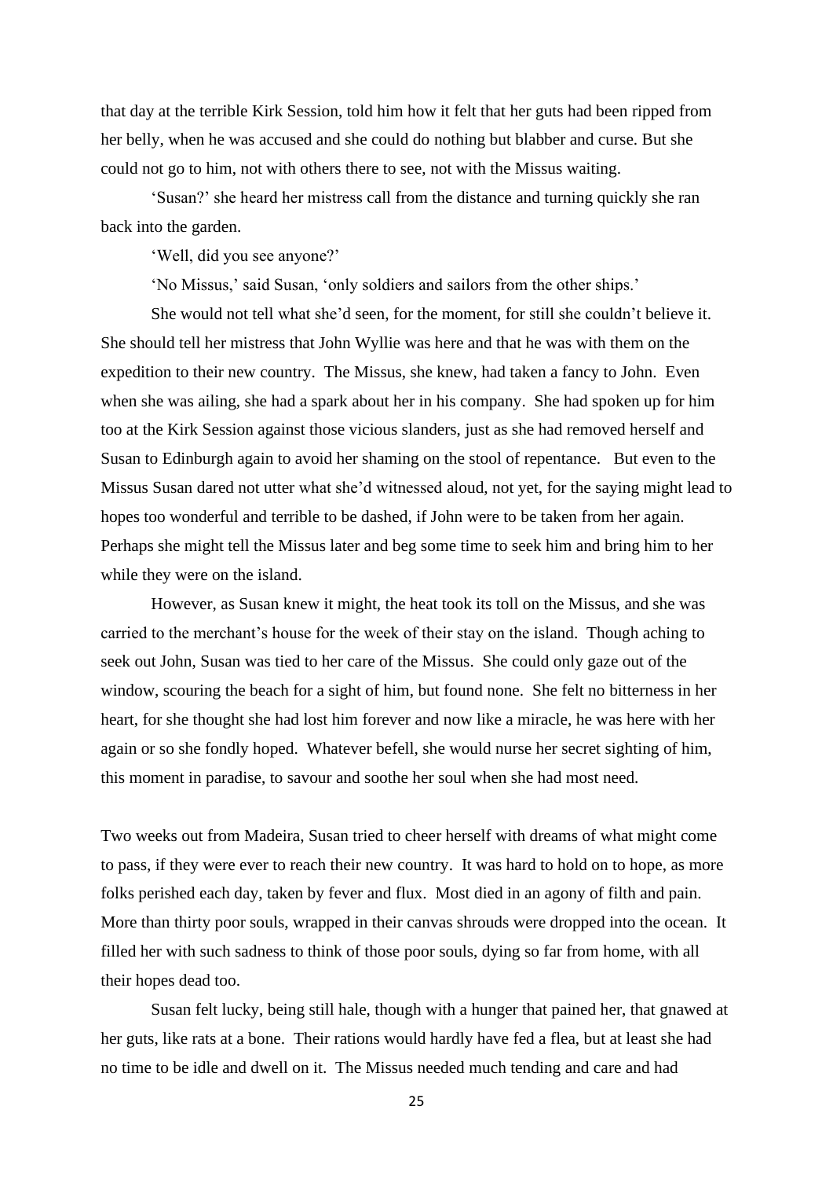that day at the terrible Kirk Session, told him how it felt that her guts had been ripped from her belly, when he was accused and she could do nothing but blabber and curse. But she could not go to him, not with others there to see, not with the Missus waiting.

'Susan?' she heard her mistress call from the distance and turning quickly she ran back into the garden.

'Well, did you see anyone?'

'No Missus,' said Susan, 'only soldiers and sailors from the other ships.'

She would not tell what she'd seen, for the moment, for still she couldn't believe it. She should tell her mistress that John Wyllie was here and that he was with them on the expedition to their new country. The Missus, she knew, had taken a fancy to John. Even when she was ailing, she had a spark about her in his company. She had spoken up for him too at the Kirk Session against those vicious slanders, just as she had removed herself and Susan to Edinburgh again to avoid her shaming on the stool of repentance. But even to the Missus Susan dared not utter what she'd witnessed aloud, not yet, for the saying might lead to hopes too wonderful and terrible to be dashed, if John were to be taken from her again. Perhaps she might tell the Missus later and beg some time to seek him and bring him to her while they were on the island.

However, as Susan knew it might, the heat took its toll on the Missus, and she was carried to the merchant's house for the week of their stay on the island. Though aching to seek out John, Susan was tied to her care of the Missus. She could only gaze out of the window, scouring the beach for a sight of him, but found none. She felt no bitterness in her heart, for she thought she had lost him forever and now like a miracle, he was here with her again or so she fondly hoped. Whatever befell, she would nurse her secret sighting of him, this moment in paradise, to savour and soothe her soul when she had most need.

Two weeks out from Madeira, Susan tried to cheer herself with dreams of what might come to pass, if they were ever to reach their new country. It was hard to hold on to hope, as more folks perished each day, taken by fever and flux. Most died in an agony of filth and pain. More than thirty poor souls, wrapped in their canvas shrouds were dropped into the ocean. It filled her with such sadness to think of those poor souls, dying so far from home, with all their hopes dead too.

Susan felt lucky, being still hale, though with a hunger that pained her, that gnawed at her guts, like rats at a bone. Their rations would hardly have fed a flea, but at least she had no time to be idle and dwell on it. The Missus needed much tending and care and had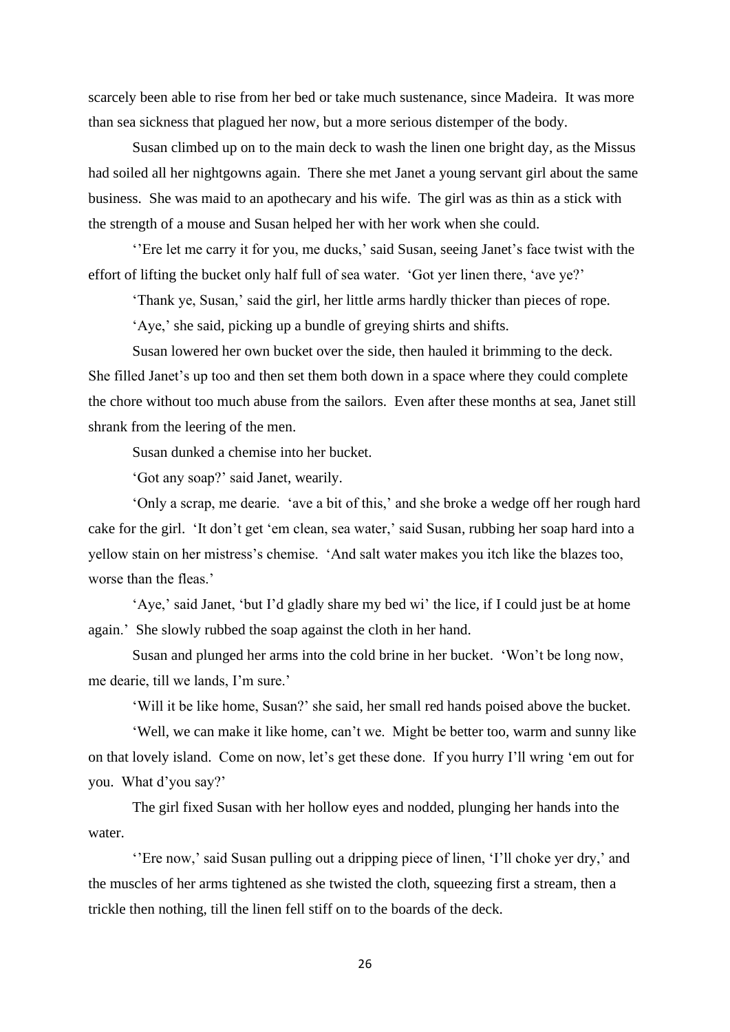scarcely been able to rise from her bed or take much sustenance, since Madeira. It was more than sea sickness that plagued her now, but a more serious distemper of the body.

Susan climbed up on to the main deck to wash the linen one bright day, as the Missus had soiled all her nightgowns again. There she met Janet a young servant girl about the same business. She was maid to an apothecary and his wife. The girl was as thin as a stick with the strength of a mouse and Susan helped her with her work when she could.

‘’Ere let me carry it for you, me ducks,’ said Susan, seeing Janet’s face twist with the effort of lifting the bucket only half full of sea water. ‘Got yer linen there, ‘ave ye?’

‘Thank ye, Susan,’ said the girl, her little arms hardly thicker than pieces of rope.

‘Aye,’ she said, picking up a bundle of greying shirts and shifts.

Susan lowered her own bucket over the side, then hauled it brimming to the deck. She filled Janet’s up too and then set them both down in a space where they could complete the chore without too much abuse from the sailors. Even after these months at sea, Janet still shrank from the leering of the men.

Susan dunked a chemise into her bucket.

‘Got any soap?’ said Janet, wearily.

‘Only a scrap, me dearie. ‘ave a bit of this,’ and she broke a wedge off her rough hard cake for the girl. ‘It don’t get ‘em clean, sea water,’ said Susan, rubbing her soap hard into a yellow stain on her mistress’s chemise. ‘And salt water makes you itch like the blazes too, worse than the fleas.’

‘Aye,’ said Janet, ‘but I’d gladly share my bed wi’ the lice, if I could just be at home again.’ She slowly rubbed the soap against the cloth in her hand.

Susan and plunged her arms into the cold brine in her bucket. ‘Won’t be long now, me dearie, till we lands, I’m sure.’

‘Will it be like home, Susan?’ she said, her small red hands poised above the bucket.

‘Well, we can make it like home, can’t we. Might be better too, warm and sunny like on that lovely island. Come on now, let’s get these done. If you hurry I’ll wring ‘em out for you. What d’you say?’

The girl fixed Susan with her hollow eyes and nodded, plunging her hands into the water.

‘’Ere now,’ said Susan pulling out a dripping piece of linen, ‘I’ll choke yer dry,’ and the muscles of her arms tightened as she twisted the cloth, squeezing first a stream, then a trickle then nothing, till the linen fell stiff on to the boards of the deck.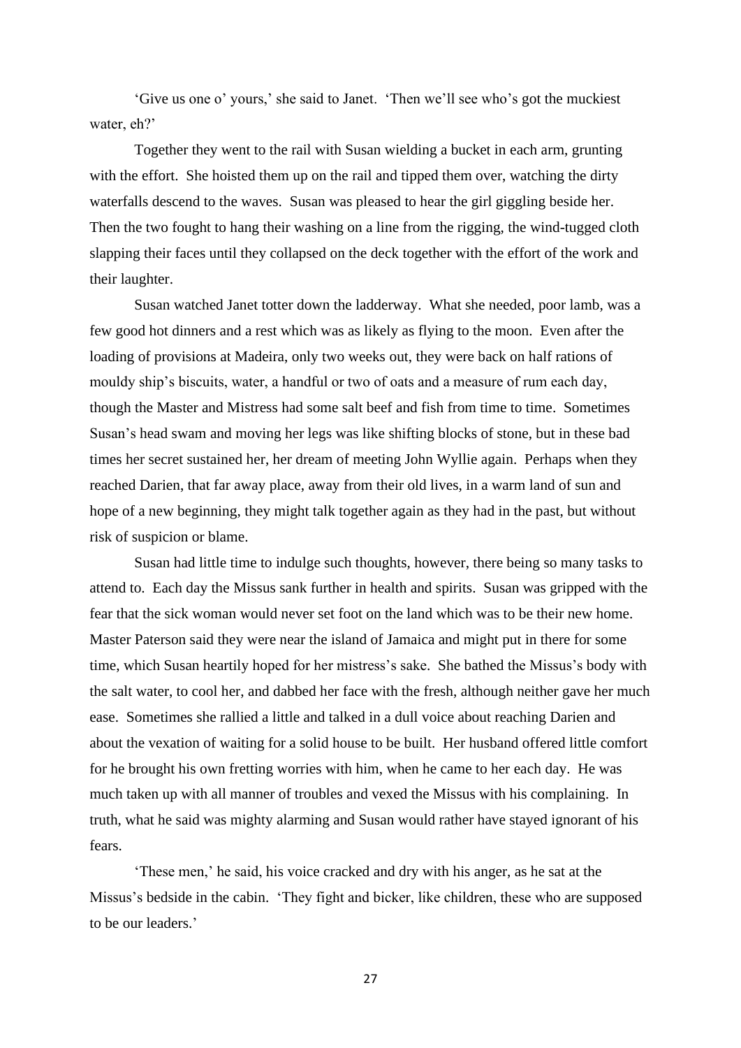'Give us one o' yours,' she said to Janet. 'Then we'll see who's got the muckiest water, eh?'

Together they went to the rail with Susan wielding a bucket in each arm, grunting with the effort. She hoisted them up on the rail and tipped them over, watching the dirty waterfalls descend to the waves. Susan was pleased to hear the girl giggling beside her. Then the two fought to hang their washing on a line from the rigging, the wind-tugged cloth slapping their faces until they collapsed on the deck together with the effort of the work and their laughter.

Susan watched Janet totter down the ladderway. What she needed, poor lamb, was a few good hot dinners and a rest which was as likely as flying to the moon. Even after the loading of provisions at Madeira, only two weeks out, they were back on half rations of mouldy ship's biscuits, water, a handful or two of oats and a measure of rum each day, though the Master and Mistress had some salt beef and fish from time to time. Sometimes Susan's head swam and moving her legs was like shifting blocks of stone, but in these bad times her secret sustained her, her dream of meeting John Wyllie again. Perhaps when they reached Darien, that far away place, away from their old lives, in a warm land of sun and hope of a new beginning, they might talk together again as they had in the past, but without risk of suspicion or blame.

Susan had little time to indulge such thoughts, however, there being so many tasks to attend to. Each day the Missus sank further in health and spirits. Susan was gripped with the fear that the sick woman would never set foot on the land which was to be their new home. Master Paterson said they were near the island of Jamaica and might put in there for some time, which Susan heartily hoped for her mistress's sake. She bathed the Missus's body with the salt water, to cool her, and dabbed her face with the fresh, although neither gave her much ease. Sometimes she rallied a little and talked in a dull voice about reaching Darien and about the vexation of waiting for a solid house to be built. Her husband offered little comfort for he brought his own fretting worries with him, when he came to her each day. He was much taken up with all manner of troubles and vexed the Missus with his complaining. In truth, what he said was mighty alarming and Susan would rather have stayed ignorant of his fears.

'These men,' he said, his voice cracked and dry with his anger, as he sat at the Missus's bedside in the cabin. 'They fight and bicker, like children, these who are supposed to be our leaders.'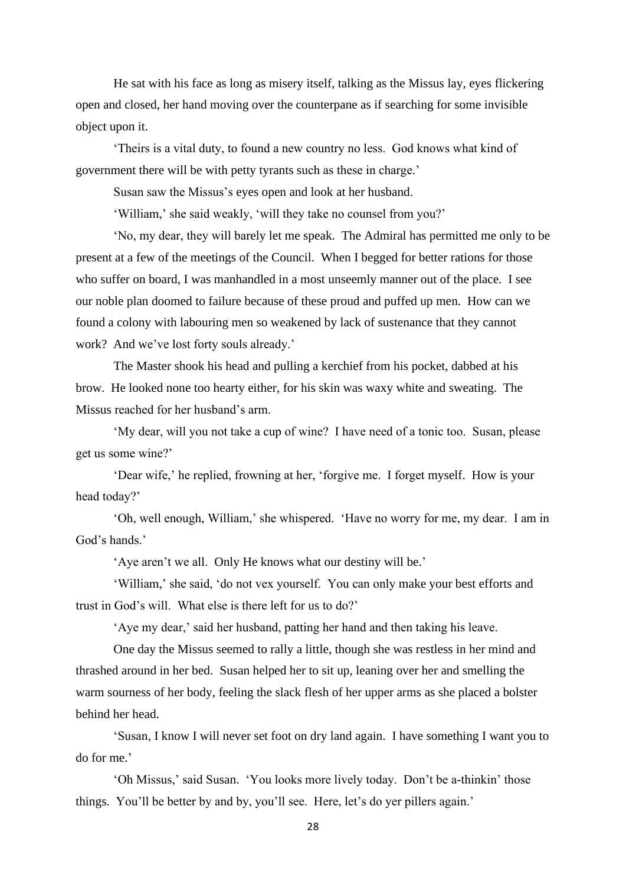He sat with his face as long as misery itself, talking as the Missus lay, eyes flickering open and closed, her hand moving over the counterpane as if searching for some invisible object upon it.

'Theirs is a vital duty, to found a new country no less. God knows what kind of government there will be with petty tyrants such as these in charge.'

Susan saw the Missus's eyes open and look at her husband.

'William,' she said weakly, 'will they take no counsel from you?'

'No, my dear, they will barely let me speak. The Admiral has permitted me only to be present at a few of the meetings of the Council. When I begged for better rations for those who suffer on board, I was manhandled in a most unseemly manner out of the place. I see our noble plan doomed to failure because of these proud and puffed up men. How can we found a colony with labouring men so weakened by lack of sustenance that they cannot work? And we've lost forty souls already.'

The Master shook his head and pulling a kerchief from his pocket, dabbed at his brow. He looked none too hearty either, for his skin was waxy white and sweating. The Missus reached for her husband's arm.

'My dear, will you not take a cup of wine? I have need of a tonic too. Susan, please get us some wine?'

'Dear wife,' he replied, frowning at her, 'forgive me. I forget myself. How is your head today?'

'Oh, well enough, William,' she whispered. 'Have no worry for me, my dear. I am in God's hands.'

'Aye aren't we all. Only He knows what our destiny will be.'

'William,' she said, 'do not vex yourself. You can only make your best efforts and trust in God's will. What else is there left for us to do?'

'Aye my dear,' said her husband, patting her hand and then taking his leave.

One day the Missus seemed to rally a little, though she was restless in her mind and thrashed around in her bed. Susan helped her to sit up, leaning over her and smelling the warm sourness of her body, feeling the slack flesh of her upper arms as she placed a bolster behind her head.

'Susan, I know I will never set foot on dry land again. I have something I want you to do for me.'

'Oh Missus,' said Susan. 'You looks more lively today. Don't be a-thinkin' those things. You'll be better by and by, you'll see. Here, let's do yer pillers again.'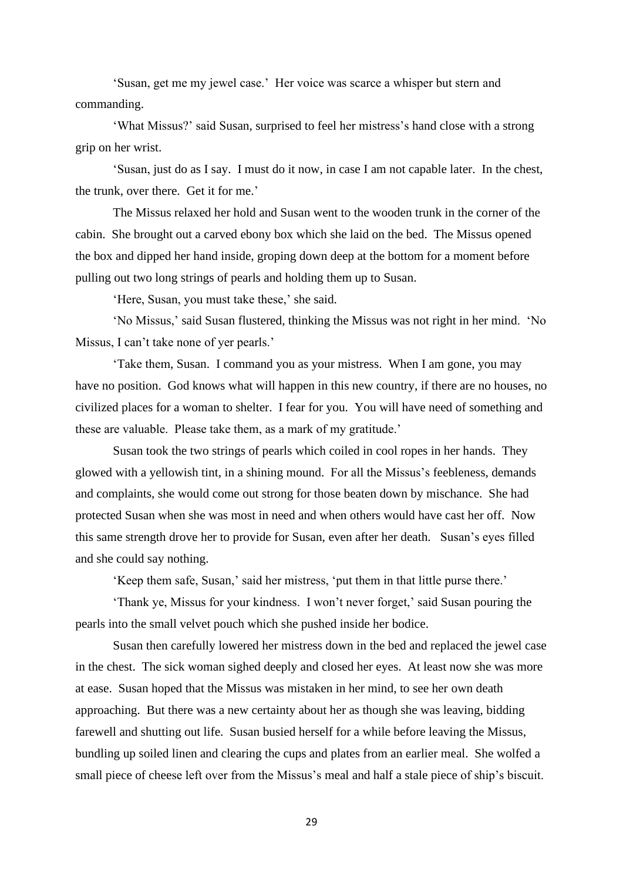'Susan, get me my jewel case.' Her voice was scarce a whisper but stern and commanding.

'What Missus?' said Susan, surprised to feel her mistress's hand close with a strong grip on her wrist.

'Susan, just do as I say. I must do it now, in case I am not capable later. In the chest, the trunk, over there. Get it for me.'

The Missus relaxed her hold and Susan went to the wooden trunk in the corner of the cabin. She brought out a carved ebony box which she laid on the bed. The Missus opened the box and dipped her hand inside, groping down deep at the bottom for a moment before pulling out two long strings of pearls and holding them up to Susan.

'Here, Susan, you must take these,' she said.

'No Missus,' said Susan flustered, thinking the Missus was not right in her mind. 'No Missus, I can't take none of yer pearls.'

'Take them, Susan. I command you as your mistress. When I am gone, you may have no position. God knows what will happen in this new country, if there are no houses, no civilized places for a woman to shelter. I fear for you. You will have need of something and these are valuable. Please take them, as a mark of my gratitude.'

Susan took the two strings of pearls which coiled in cool ropes in her hands. They glowed with a yellowish tint, in a shining mound. For all the Missus's feebleness, demands and complaints, she would come out strong for those beaten down by mischance. She had protected Susan when she was most in need and when others would have cast her off. Now this same strength drove her to provide for Susan, even after her death. Susan's eyes filled and she could say nothing.

'Keep them safe, Susan,' said her mistress, 'put them in that little purse there.'

'Thank ye, Missus for your kindness. I won't never forget,' said Susan pouring the pearls into the small velvet pouch which she pushed inside her bodice.

Susan then carefully lowered her mistress down in the bed and replaced the jewel case in the chest. The sick woman sighed deeply and closed her eyes. At least now she was more at ease. Susan hoped that the Missus was mistaken in her mind, to see her own death approaching. But there was a new certainty about her as though she was leaving, bidding farewell and shutting out life. Susan busied herself for a while before leaving the Missus, bundling up soiled linen and clearing the cups and plates from an earlier meal. She wolfed a small piece of cheese left over from the Missus's meal and half a stale piece of ship's biscuit.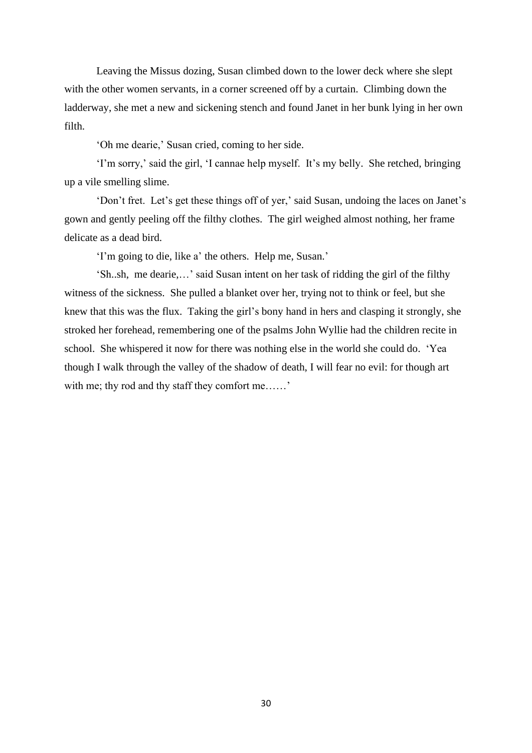Leaving the Missus dozing, Susan climbed down to the lower deck where she slept with the other women servants, in a corner screened off by a curtain. Climbing down the ladderway, she met a new and sickening stench and found Janet in her bunk lying in her own filth.

'Oh me dearie,' Susan cried, coming to her side.

'I'm sorry,' said the girl, 'I cannae help myself. It's my belly. She retched, bringing up a vile smelling slime.

'Don't fret. Let's get these things off of yer,' said Susan, undoing the laces on Janet's gown and gently peeling off the filthy clothes. The girl weighed almost nothing, her frame delicate as a dead bird.

'I'm going to die, like a' the others. Help me, Susan.'

'Sh..sh, me dearie,…' said Susan intent on her task of ridding the girl of the filthy witness of the sickness. She pulled a blanket over her, trying not to think or feel, but she knew that this was the flux. Taking the girl's bony hand in hers and clasping it strongly, she stroked her forehead, remembering one of the psalms John Wyllie had the children recite in school. She whispered it now for there was nothing else in the world she could do. 'Yea though I walk through the valley of the shadow of death, I will fear no evil: for though art with me; thy rod and thy staff they comfort me……'